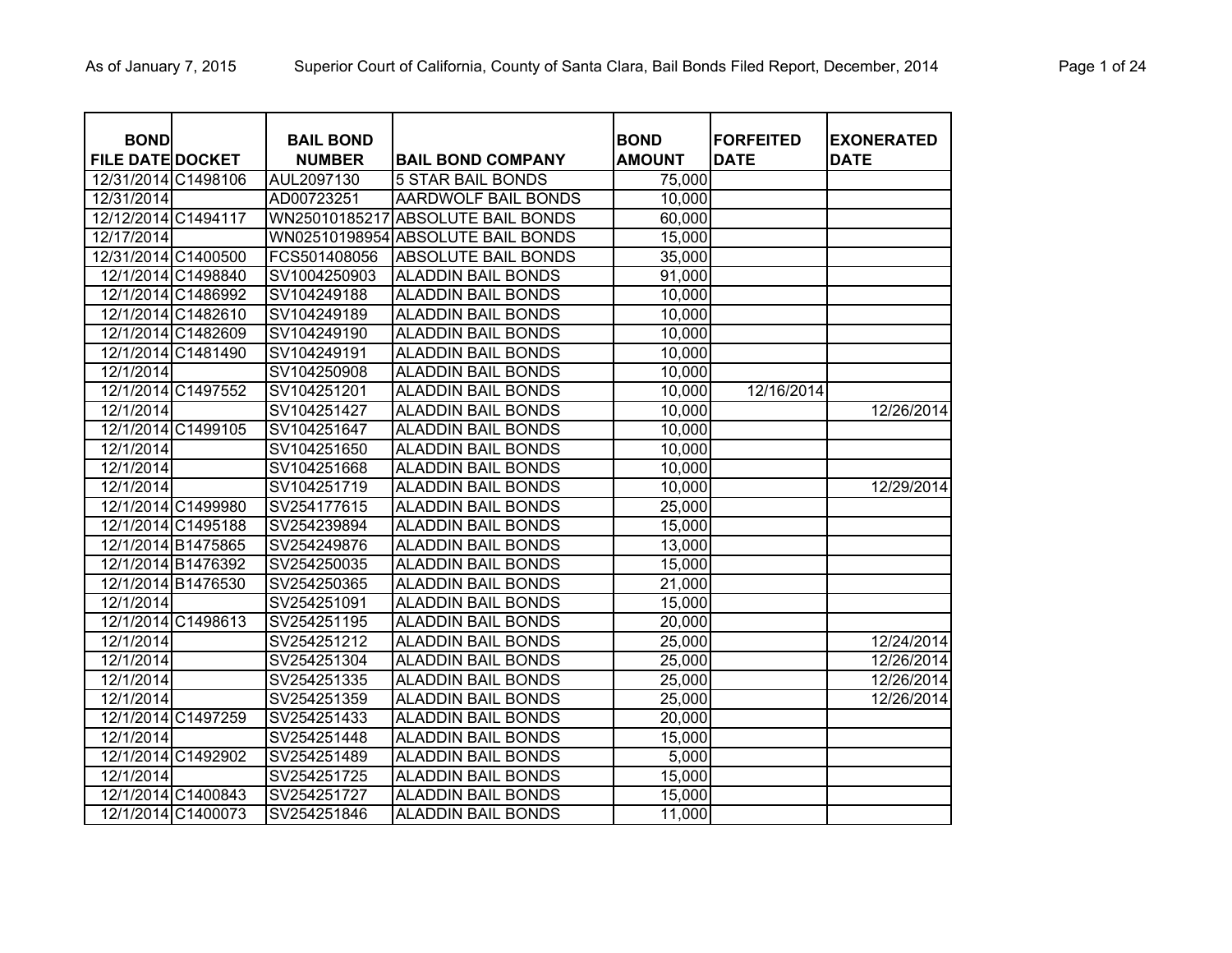As of January 7, 2015 — Superior Court of California, County of Santa Clara, Bail Bonds Filed Report, December, 2014

| BOND FILE DATE | DOCKET | BAIL BOND NUMBER | BAIL BOND COMPANY | BOND AMOUNT | FORFEITED DATE | EXONERATED DATE |
|---|---|---|---|---|---|---|
| 12/31/2014 | C1498106 | AUL2097130 | 5 STAR BAIL BONDS | 75,000 | | |
| 12/31/2014 | | AD00723251 | AARDWOLF BAIL BONDS | 10,000 | | |
| 12/12/2014 | C1494117 | WN25010185217 | ABSOLUTE BAIL BONDS | 60,000 | | |
| 12/17/2014 | | WN02510198954 | ABSOLUTE BAIL BONDS | 15,000 | | |
| 12/31/2014 | C1400500 | FCS501408056 | ABSOLUTE BAIL BONDS | 35,000 | | |
| 12/1/2014 | C1498840 | SV1004250903 | ALADDIN BAIL BONDS | 91,000 | | |
| 12/1/2014 | C1486992 | SV104249188 | ALADDIN BAIL BONDS | 10,000 | | |
| 12/1/2014 | C1482610 | SV104249189 | ALADDIN BAIL BONDS | 10,000 | | |
| 12/1/2014 | C1482609 | SV104249190 | ALADDIN BAIL BONDS | 10,000 | | |
| 12/1/2014 | C1481490 | SV104249191 | ALADDIN BAIL BONDS | 10,000 | | |
| 12/1/2014 | | SV104250908 | ALADDIN BAIL BONDS | 10,000 | | |
| 12/1/2014 | C1497552 | SV104251201 | ALADDIN BAIL BONDS | 10,000 | 12/16/2014 | |
| 12/1/2014 | | SV104251427 | ALADDIN BAIL BONDS | 10,000 | | 12/26/2014 |
| 12/1/2014 | C1499105 | SV104251647 | ALADDIN BAIL BONDS | 10,000 | | |
| 12/1/2014 | | SV104251650 | ALADDIN BAIL BONDS | 10,000 | | |
| 12/1/2014 | | SV104251668 | ALADDIN BAIL BONDS | 10,000 | | |
| 12/1/2014 | | SV104251719 | ALADDIN BAIL BONDS | 10,000 | | 12/29/2014 |
| 12/1/2014 | C1499980 | SV254177615 | ALADDIN BAIL BONDS | 25,000 | | |
| 12/1/2014 | C1495188 | SV254239894 | ALADDIN BAIL BONDS | 15,000 | | |
| 12/1/2014 | B1475865 | SV254249876 | ALADDIN BAIL BONDS | 13,000 | | |
| 12/1/2014 | B1476392 | SV254250035 | ALADDIN BAIL BONDS | 15,000 | | |
| 12/1/2014 | B1476530 | SV254250365 | ALADDIN BAIL BONDS | 21,000 | | |
| 12/1/2014 | | SV254251091 | ALADDIN BAIL BONDS | 15,000 | | |
| 12/1/2014 | C1498613 | SV254251195 | ALADDIN BAIL BONDS | 20,000 | | |
| 12/1/2014 | | SV254251212 | ALADDIN BAIL BONDS | 25,000 | | 12/24/2014 |
| 12/1/2014 | | SV254251304 | ALADDIN BAIL BONDS | 25,000 | | 12/26/2014 |
| 12/1/2014 | | SV254251335 | ALADDIN BAIL BONDS | 25,000 | | 12/26/2014 |
| 12/1/2014 | | SV254251359 | ALADDIN BAIL BONDS | 25,000 | | 12/26/2014 |
| 12/1/2014 | C1497259 | SV254251433 | ALADDIN BAIL BONDS | 20,000 | | |
| 12/1/2014 | | SV254251448 | ALADDIN BAIL BONDS | 15,000 | | |
| 12/1/2014 | C1492902 | SV254251489 | ALADDIN BAIL BONDS | 5,000 | | |
| 12/1/2014 | | SV254251725 | ALADDIN BAIL BONDS | 15,000 | | |
| 12/1/2014 | C1400843 | SV254251727 | ALADDIN BAIL BONDS | 15,000 | | |
| 12/1/2014 | C1400073 | SV254251846 | ALADDIN BAIL BONDS | 11,000 | | |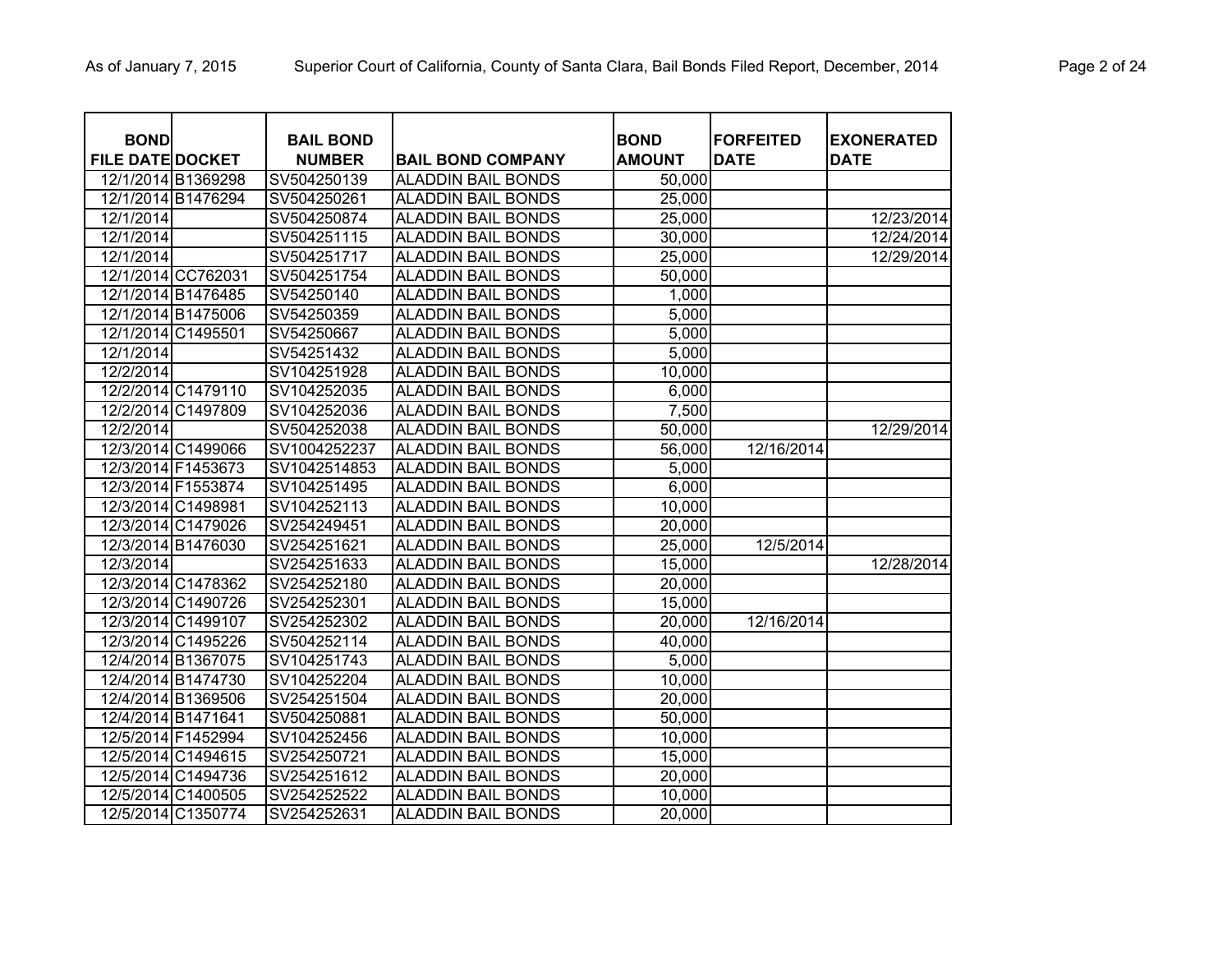| BOND FILE DATE | DOCKET | BAIL BOND NUMBER | BAIL BOND COMPANY | BOND AMOUNT | FORFEITED DATE | EXONERATED DATE |
|---|---|---|---|---|---|---|
| 12/1/2014 | B1369298 | SV504250139 | ALADDIN BAIL BONDS | 50,000 | | |
| 12/1/2014 | B1476294 | SV504250261 | ALADDIN BAIL BONDS | 25,000 | | |
| 12/1/2014 | | SV504250874 | ALADDIN BAIL BONDS | 25,000 | | 12/23/2014 |
| 12/1/2014 | | SV504251115 | ALADDIN BAIL BONDS | 30,000 | | 12/24/2014 |
| 12/1/2014 | | SV504251717 | ALADDIN BAIL BONDS | 25,000 | | 12/29/2014 |
| 12/1/2014 | CC762031 | SV504251754 | ALADDIN BAIL BONDS | 50,000 | | |
| 12/1/2014 | B1476485 | SV54250140 | ALADDIN BAIL BONDS | 1,000 | | |
| 12/1/2014 | B1475006 | SV54250359 | ALADDIN BAIL BONDS | 5,000 | | |
| 12/1/2014 | C1495501 | SV54250667 | ALADDIN BAIL BONDS | 5,000 | | |
| 12/1/2014 | | SV54251432 | ALADDIN BAIL BONDS | 5,000 | | |
| 12/2/2014 | | SV104251928 | ALADDIN BAIL BONDS | 10,000 | | |
| 12/2/2014 | C1479110 | SV104252035 | ALADDIN BAIL BONDS | 6,000 | | |
| 12/2/2014 | C1497809 | SV104252036 | ALADDIN BAIL BONDS | 7,500 | | |
| 12/2/2014 | | SV504252038 | ALADDIN BAIL BONDS | 50,000 | | 12/29/2014 |
| 12/3/2014 | C1499066 | SV1004252237 | ALADDIN BAIL BONDS | 56,000 | 12/16/2014 | |
| 12/3/2014 | F1453673 | SV1042514853 | ALADDIN BAIL BONDS | 5,000 | | |
| 12/3/2014 | F1553874 | SV104251495 | ALADDIN BAIL BONDS | 6,000 | | |
| 12/3/2014 | C1498981 | SV104252113 | ALADDIN BAIL BONDS | 10,000 | | |
| 12/3/2014 | C1479026 | SV254249451 | ALADDIN BAIL BONDS | 20,000 | | |
| 12/3/2014 | B1476030 | SV254251621 | ALADDIN BAIL BONDS | 25,000 | 12/5/2014 | |
| 12/3/2014 | | SV254251633 | ALADDIN BAIL BONDS | 15,000 | | 12/28/2014 |
| 12/3/2014 | C1478362 | SV254252180 | ALADDIN BAIL BONDS | 20,000 | | |
| 12/3/2014 | C1490726 | SV254252301 | ALADDIN BAIL BONDS | 15,000 | | |
| 12/3/2014 | C1499107 | SV254252302 | ALADDIN BAIL BONDS | 20,000 | 12/16/2014 | |
| 12/3/2014 | C1495226 | SV504252114 | ALADDIN BAIL BONDS | 40,000 | | |
| 12/4/2014 | B1367075 | SV104251743 | ALADDIN BAIL BONDS | 5,000 | | |
| 12/4/2014 | B1474730 | SV104252204 | ALADDIN BAIL BONDS | 10,000 | | |
| 12/4/2014 | B1369506 | SV254251504 | ALADDIN BAIL BONDS | 20,000 | | |
| 12/4/2014 | B1471641 | SV504250881 | ALADDIN BAIL BONDS | 50,000 | | |
| 12/5/2014 | F1452994 | SV104252456 | ALADDIN BAIL BONDS | 10,000 | | |
| 12/5/2014 | C1494615 | SV254250721 | ALADDIN BAIL BONDS | 15,000 | | |
| 12/5/2014 | C1494736 | SV254251612 | ALADDIN BAIL BONDS | 20,000 | | |
| 12/5/2014 | C1400505 | SV254252522 | ALADDIN BAIL BONDS | 10,000 | | |
| 12/5/2014 | C1350774 | SV254252631 | ALADDIN BAIL BONDS | 20,000 | | |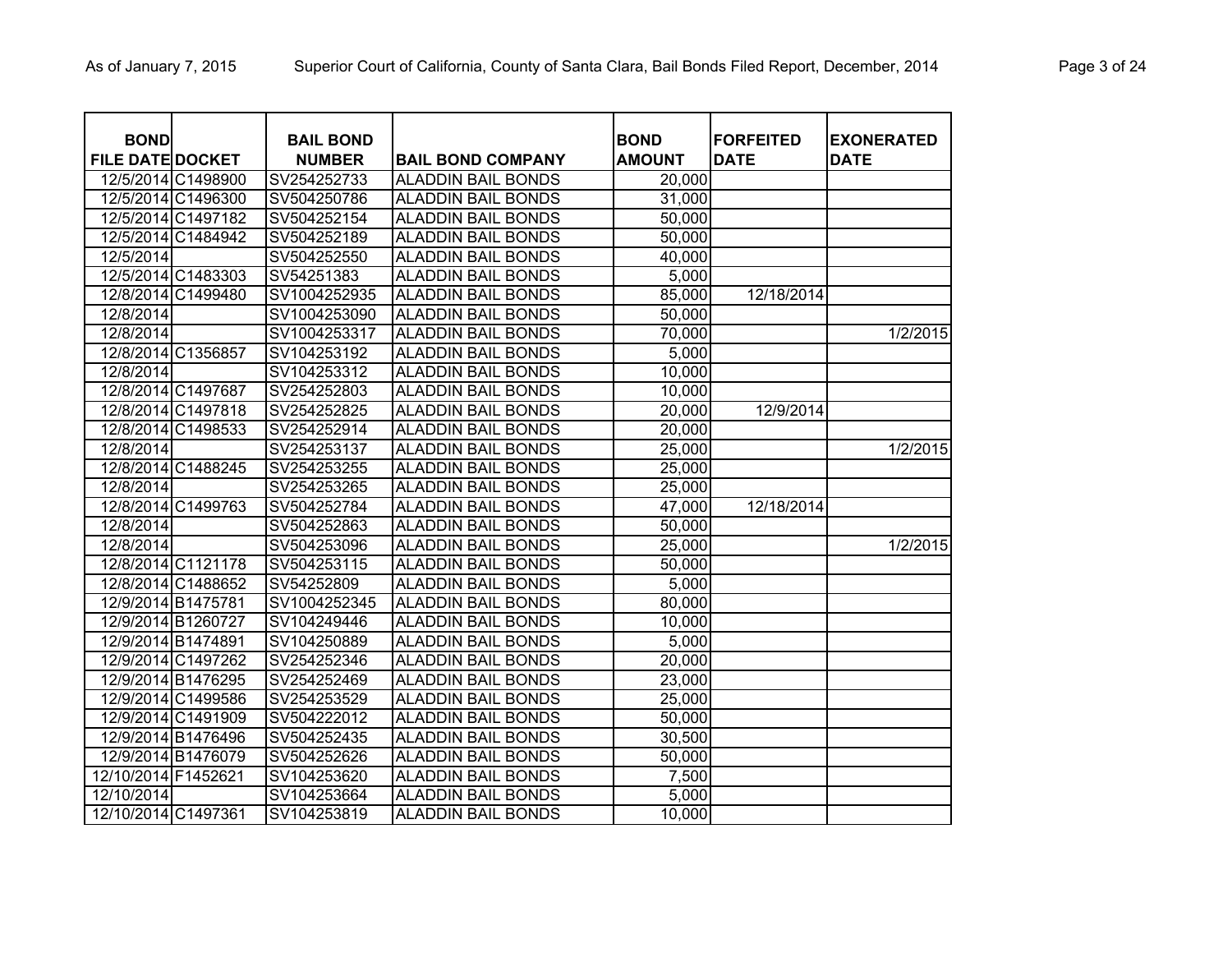| BOND FILE DATE | DOCKET | BAIL BOND NUMBER | BAIL BOND COMPANY | BOND AMOUNT | FORFEITED DATE | EXONERATED DATE |
|---|---|---|---|---|---|---|
| 12/5/2014 | C1498900 | SV254252733 | ALADDIN BAIL BONDS | 20,000 | | |
| 12/5/2014 | C1496300 | SV504250786 | ALADDIN BAIL BONDS | 31,000 | | |
| 12/5/2014 | C1497182 | SV504252154 | ALADDIN BAIL BONDS | 50,000 | | |
| 12/5/2014 | C1484942 | SV504252189 | ALADDIN BAIL BONDS | 50,000 | | |
| 12/5/2014 | | SV504252550 | ALADDIN BAIL BONDS | 40,000 | | |
| 12/5/2014 | C1483303 | SV54251383 | ALADDIN BAIL BONDS | 5,000 | | |
| 12/8/2014 | C1499480 | SV1004252935 | ALADDIN BAIL BONDS | 85,000 | 12/18/2014 | |
| 12/8/2014 | | SV1004253090 | ALADDIN BAIL BONDS | 50,000 | | |
| 12/8/2014 | | SV1004253317 | ALADDIN BAIL BONDS | 70,000 | | 1/2/2015 |
| 12/8/2014 | C1356857 | SV104253192 | ALADDIN BAIL BONDS | 5,000 | | |
| 12/8/2014 | | SV104253312 | ALADDIN BAIL BONDS | 10,000 | | |
| 12/8/2014 | C1497687 | SV254252803 | ALADDIN BAIL BONDS | 10,000 | | |
| 12/8/2014 | C1497818 | SV254252825 | ALADDIN BAIL BONDS | 20,000 | 12/9/2014 | |
| 12/8/2014 | C1498533 | SV254252914 | ALADDIN BAIL BONDS | 20,000 | | |
| 12/8/2014 | | SV254253137 | ALADDIN BAIL BONDS | 25,000 | | 1/2/2015 |
| 12/8/2014 | C1488245 | SV254253255 | ALADDIN BAIL BONDS | 25,000 | | |
| 12/8/2014 | | SV254253265 | ALADDIN BAIL BONDS | 25,000 | | |
| 12/8/2014 | C1499763 | SV504252784 | ALADDIN BAIL BONDS | 47,000 | 12/18/2014 | |
| 12/8/2014 | | SV504252863 | ALADDIN BAIL BONDS | 50,000 | | |
| 12/8/2014 | | SV504253096 | ALADDIN BAIL BONDS | 25,000 | | 1/2/2015 |
| 12/8/2014 | C1121178 | SV504253115 | ALADDIN BAIL BONDS | 50,000 | | |
| 12/8/2014 | C1488652 | SV54252809 | ALADDIN BAIL BONDS | 5,000 | | |
| 12/9/2014 | B1475781 | SV1004252345 | ALADDIN BAIL BONDS | 80,000 | | |
| 12/9/2014 | B1260727 | SV104249446 | ALADDIN BAIL BONDS | 10,000 | | |
| 12/9/2014 | B1474891 | SV104250889 | ALADDIN BAIL BONDS | 5,000 | | |
| 12/9/2014 | C1497262 | SV254252346 | ALADDIN BAIL BONDS | 20,000 | | |
| 12/9/2014 | B1476295 | SV254252469 | ALADDIN BAIL BONDS | 23,000 | | |
| 12/9/2014 | C1499586 | SV254253529 | ALADDIN BAIL BONDS | 25,000 | | |
| 12/9/2014 | C1491909 | SV504222012 | ALADDIN BAIL BONDS | 50,000 | | |
| 12/9/2014 | B1476496 | SV504252435 | ALADDIN BAIL BONDS | 30,500 | | |
| 12/9/2014 | B1476079 | SV504252626 | ALADDIN BAIL BONDS | 50,000 | | |
| 12/10/2014 | F1452621 | SV104253620 | ALADDIN BAIL BONDS | 7,500 | | |
| 12/10/2014 | | SV104253664 | ALADDIN BAIL BONDS | 5,000 | | |
| 12/10/2014 | C1497361 | SV104253819 | ALADDIN BAIL BONDS | 10,000 | | |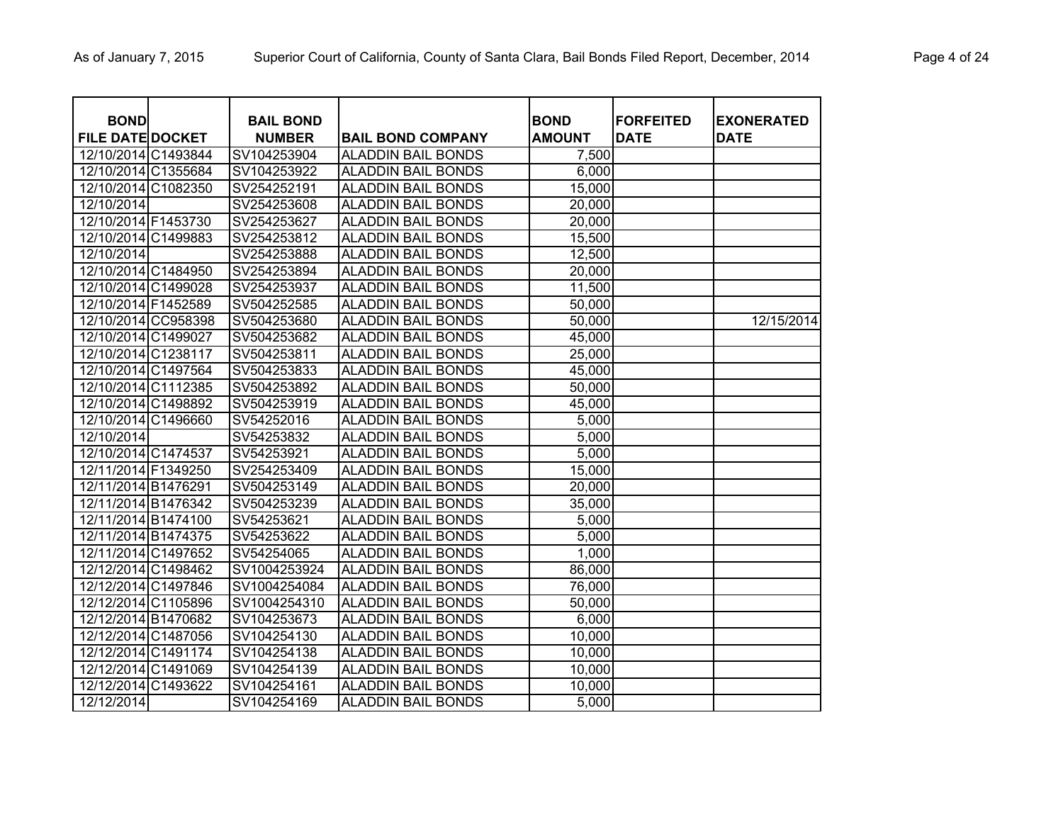| BOND FILE DATE | DOCKET | BAIL BOND NUMBER | BAIL BOND COMPANY | BOND AMOUNT | FORFEITED DATE | EXONERATED DATE |
|---|---|---|---|---|---|---|
| 12/10/2014 | C1493844 | SV104253904 | ALADDIN BAIL BONDS | 7,500 | | |
| 12/10/2014 | C1355684 | SV104253922 | ALADDIN BAIL BONDS | 6,000 | | |
| 12/10/2014 | C1082350 | SV254252191 | ALADDIN BAIL BONDS | 15,000 | | |
| 12/10/2014 | | SV254253608 | ALADDIN BAIL BONDS | 20,000 | | |
| 12/10/2014 | F1453730 | SV254253627 | ALADDIN BAIL BONDS | 20,000 | | |
| 12/10/2014 | C1499883 | SV254253812 | ALADDIN BAIL BONDS | 15,500 | | |
| 12/10/2014 | | SV254253888 | ALADDIN BAIL BONDS | 12,500 | | |
| 12/10/2014 | C1484950 | SV254253894 | ALADDIN BAIL BONDS | 20,000 | | |
| 12/10/2014 | C1499028 | SV254253937 | ALADDIN BAIL BONDS | 11,500 | | |
| 12/10/2014 | F1452589 | SV504252585 | ALADDIN BAIL BONDS | 50,000 | | |
| 12/10/2014 | CC958398 | SV504253680 | ALADDIN BAIL BONDS | 50,000 | | 12/15/2014 |
| 12/10/2014 | C1499027 | SV504253682 | ALADDIN BAIL BONDS | 45,000 | | |
| 12/10/2014 | C1238117 | SV504253811 | ALADDIN BAIL BONDS | 25,000 | | |
| 12/10/2014 | C1497564 | SV504253833 | ALADDIN BAIL BONDS | 45,000 | | |
| 12/10/2014 | C1112385 | SV504253892 | ALADDIN BAIL BONDS | 50,000 | | |
| 12/10/2014 | C1498892 | SV504253919 | ALADDIN BAIL BONDS | 45,000 | | |
| 12/10/2014 | C1496660 | SV54252016 | ALADDIN BAIL BONDS | 5,000 | | |
| 12/10/2014 | | SV54253832 | ALADDIN BAIL BONDS | 5,000 | | |
| 12/10/2014 | C1474537 | SV54253921 | ALADDIN BAIL BONDS | 5,000 | | |
| 12/11/2014 | F1349250 | SV254253409 | ALADDIN BAIL BONDS | 15,000 | | |
| 12/11/2014 | B1476291 | SV504253149 | ALADDIN BAIL BONDS | 20,000 | | |
| 12/11/2014 | B1476342 | SV504253239 | ALADDIN BAIL BONDS | 35,000 | | |
| 12/11/2014 | B1474100 | SV54253621 | ALADDIN BAIL BONDS | 5,000 | | |
| 12/11/2014 | B1474375 | SV54253622 | ALADDIN BAIL BONDS | 5,000 | | |
| 12/11/2014 | C1497652 | SV54254065 | ALADDIN BAIL BONDS | 1,000 | | |
| 12/12/2014 | C1498462 | SV1004253924 | ALADDIN BAIL BONDS | 86,000 | | |
| 12/12/2014 | C1497846 | SV1004254084 | ALADDIN BAIL BONDS | 76,000 | | |
| 12/12/2014 | C1105896 | SV1004254310 | ALADDIN BAIL BONDS | 50,000 | | |
| 12/12/2014 | B1470682 | SV104253673 | ALADDIN BAIL BONDS | 6,000 | | |
| 12/12/2014 | C1487056 | SV104254130 | ALADDIN BAIL BONDS | 10,000 | | |
| 12/12/2014 | C1491174 | SV104254138 | ALADDIN BAIL BONDS | 10,000 | | |
| 12/12/2014 | C1491069 | SV104254139 | ALADDIN BAIL BONDS | 10,000 | | |
| 12/12/2014 | C1493622 | SV104254161 | ALADDIN BAIL BONDS | 10,000 | | |
| 12/12/2014 | | SV104254169 | ALADDIN BAIL BONDS | 5,000 | | |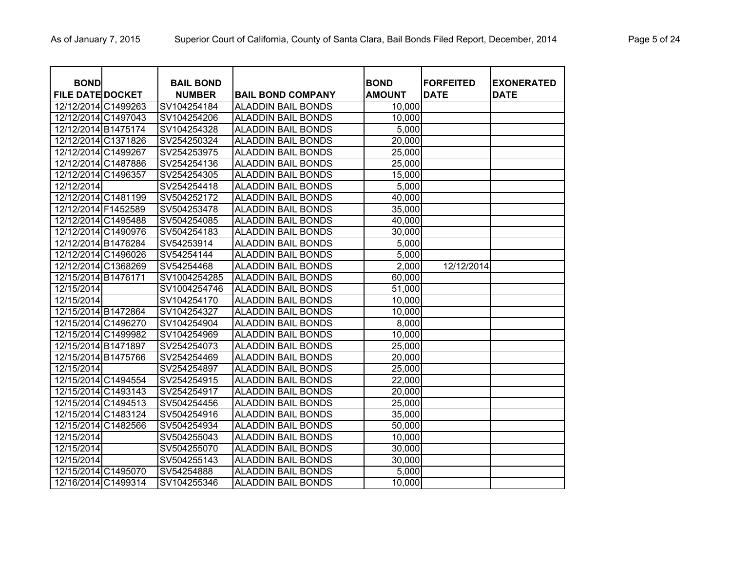| BOND FILE DATE | DOCKET | BAIL BOND NUMBER | BAIL BOND COMPANY | BOND AMOUNT | FORFEITED DATE | EXONERATED DATE |
|---|---|---|---|---|---|---|
| 12/12/2014 | C1499263 | SV104254184 | ALADDIN BAIL BONDS | 10,000 | | |
| 12/12/2014 | C1497043 | SV104254206 | ALADDIN BAIL BONDS | 10,000 | | |
| 12/12/2014 | B1475174 | SV104254328 | ALADDIN BAIL BONDS | 5,000 | | |
| 12/12/2014 | C1371826 | SV254250324 | ALADDIN BAIL BONDS | 20,000 | | |
| 12/12/2014 | C1499267 | SV254253975 | ALADDIN BAIL BONDS | 25,000 | | |
| 12/12/2014 | C1487886 | SV254254136 | ALADDIN BAIL BONDS | 25,000 | | |
| 12/12/2014 | C1496357 | SV254254305 | ALADDIN BAIL BONDS | 15,000 | | |
| 12/12/2014 | | SV254254418 | ALADDIN BAIL BONDS | 5,000 | | |
| 12/12/2014 | C1481199 | SV504252172 | ALADDIN BAIL BONDS | 40,000 | | |
| 12/12/2014 | F1452589 | SV504253478 | ALADDIN BAIL BONDS | 35,000 | | |
| 12/12/2014 | C1495488 | SV504254085 | ALADDIN BAIL BONDS | 40,000 | | |
| 12/12/2014 | C1490976 | SV504254183 | ALADDIN BAIL BONDS | 30,000 | | |
| 12/12/2014 | B1476284 | SV54253914 | ALADDIN BAIL BONDS | 5,000 | | |
| 12/12/2014 | C1496026 | SV54254144 | ALADDIN BAIL BONDS | 5,000 | | |
| 12/12/2014 | C1368269 | SV54254468 | ALADDIN BAIL BONDS | 2,000 | 12/12/2014 | |
| 12/15/2014 | B1476171 | SV1004254285 | ALADDIN BAIL BONDS | 60,000 | | |
| 12/15/2014 | | SV1004254746 | ALADDIN BAIL BONDS | 51,000 | | |
| 12/15/2014 | | SV104254170 | ALADDIN BAIL BONDS | 10,000 | | |
| 12/15/2014 | B1472864 | SV104254327 | ALADDIN BAIL BONDS | 10,000 | | |
| 12/15/2014 | C1496270 | SV104254904 | ALADDIN BAIL BONDS | 8,000 | | |
| 12/15/2014 | C1499982 | SV104254969 | ALADDIN BAIL BONDS | 10,000 | | |
| 12/15/2014 | B1471897 | SV254254073 | ALADDIN BAIL BONDS | 25,000 | | |
| 12/15/2014 | B1475766 | SV254254469 | ALADDIN BAIL BONDS | 20,000 | | |
| 12/15/2014 | | SV254254897 | ALADDIN BAIL BONDS | 25,000 | | |
| 12/15/2014 | C1494554 | SV254254915 | ALADDIN BAIL BONDS | 22,000 | | |
| 12/15/2014 | C1493143 | SV254254917 | ALADDIN BAIL BONDS | 20,000 | | |
| 12/15/2014 | C1494513 | SV504254456 | ALADDIN BAIL BONDS | 25,000 | | |
| 12/15/2014 | C1483124 | SV504254916 | ALADDIN BAIL BONDS | 35,000 | | |
| 12/15/2014 | C1482566 | SV504254934 | ALADDIN BAIL BONDS | 50,000 | | |
| 12/15/2014 | | SV504255043 | ALADDIN BAIL BONDS | 10,000 | | |
| 12/15/2014 | | SV504255070 | ALADDIN BAIL BONDS | 30,000 | | |
| 12/15/2014 | | SV504255143 | ALADDIN BAIL BONDS | 30,000 | | |
| 12/15/2014 | C1495070 | SV54254888 | ALADDIN BAIL BONDS | 5,000 | | |
| 12/16/2014 | C1499314 | SV104255346 | ALADDIN BAIL BONDS | 10,000 | | |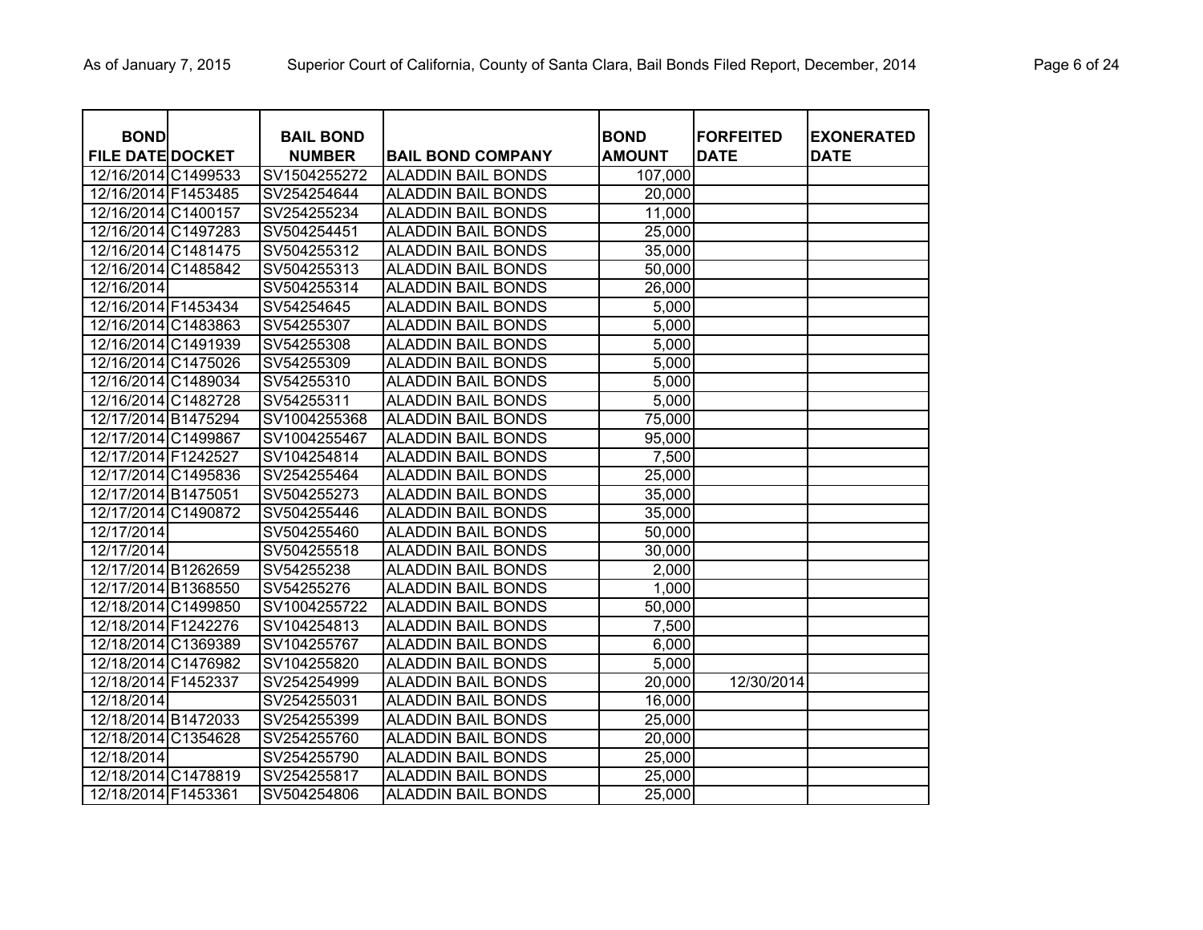| BOND FILE DATE | DOCKET | BAIL BOND NUMBER | BAIL BOND COMPANY | BOND AMOUNT | FORFEITED DATE | EXONERATED DATE |
|---|---|---|---|---|---|---|
| 12/16/2014 | C1499533 | SV1504255272 | ALADDIN BAIL BONDS | 107,000 | | |
| 12/16/2014 | F1453485 | SV254254644 | ALADDIN BAIL BONDS | 20,000 | | |
| 12/16/2014 | C1400157 | SV254255234 | ALADDIN BAIL BONDS | 11,000 | | |
| 12/16/2014 | C1497283 | SV504254451 | ALADDIN BAIL BONDS | 25,000 | | |
| 12/16/2014 | C1481475 | SV504255312 | ALADDIN BAIL BONDS | 35,000 | | |
| 12/16/2014 | C1485842 | SV504255313 | ALADDIN BAIL BONDS | 50,000 | | |
| 12/16/2014 | | SV504255314 | ALADDIN BAIL BONDS | 26,000 | | |
| 12/16/2014 | F1453434 | SV54254645 | ALADDIN BAIL BONDS | 5,000 | | |
| 12/16/2014 | C1483863 | SV54255307 | ALADDIN BAIL BONDS | 5,000 | | |
| 12/16/2014 | C1491939 | SV54255308 | ALADDIN BAIL BONDS | 5,000 | | |
| 12/16/2014 | C1475026 | SV54255309 | ALADDIN BAIL BONDS | 5,000 | | |
| 12/16/2014 | C1489034 | SV54255310 | ALADDIN BAIL BONDS | 5,000 | | |
| 12/16/2014 | C1482728 | SV54255311 | ALADDIN BAIL BONDS | 5,000 | | |
| 12/17/2014 | B1475294 | SV1004255368 | ALADDIN BAIL BONDS | 75,000 | | |
| 12/17/2014 | C1499867 | SV1004255467 | ALADDIN BAIL BONDS | 95,000 | | |
| 12/17/2014 | F1242527 | SV104254814 | ALADDIN BAIL BONDS | 7,500 | | |
| 12/17/2014 | C1495836 | SV254255464 | ALADDIN BAIL BONDS | 25,000 | | |
| 12/17/2014 | B1475051 | SV504255273 | ALADDIN BAIL BONDS | 35,000 | | |
| 12/17/2014 | C1490872 | SV504255446 | ALADDIN BAIL BONDS | 35,000 | | |
| 12/17/2014 | | SV504255460 | ALADDIN BAIL BONDS | 50,000 | | |
| 12/17/2014 | | SV504255518 | ALADDIN BAIL BONDS | 30,000 | | |
| 12/17/2014 | B1262659 | SV54255238 | ALADDIN BAIL BONDS | 2,000 | | |
| 12/17/2014 | B1368550 | SV54255276 | ALADDIN BAIL BONDS | 1,000 | | |
| 12/18/2014 | C1499850 | SV1004255722 | ALADDIN BAIL BONDS | 50,000 | | |
| 12/18/2014 | F1242276 | SV104254813 | ALADDIN BAIL BONDS | 7,500 | | |
| 12/18/2014 | C1369389 | SV104255767 | ALADDIN BAIL BONDS | 6,000 | | |
| 12/18/2014 | C1476982 | SV104255820 | ALADDIN BAIL BONDS | 5,000 | | |
| 12/18/2014 | F1452337 | SV254254999 | ALADDIN BAIL BONDS | 20,000 | 12/30/2014 | |
| 12/18/2014 | | SV254255031 | ALADDIN BAIL BONDS | 16,000 | | |
| 12/18/2014 | B1472033 | SV254255399 | ALADDIN BAIL BONDS | 25,000 | | |
| 12/18/2014 | C1354628 | SV254255760 | ALADDIN BAIL BONDS | 20,000 | | |
| 12/18/2014 | | SV254255790 | ALADDIN BAIL BONDS | 25,000 | | |
| 12/18/2014 | C1478819 | SV254255817 | ALADDIN BAIL BONDS | 25,000 | | |
| 12/18/2014 | F1453361 | SV504254806 | ALADDIN BAIL BONDS | 25,000 | | |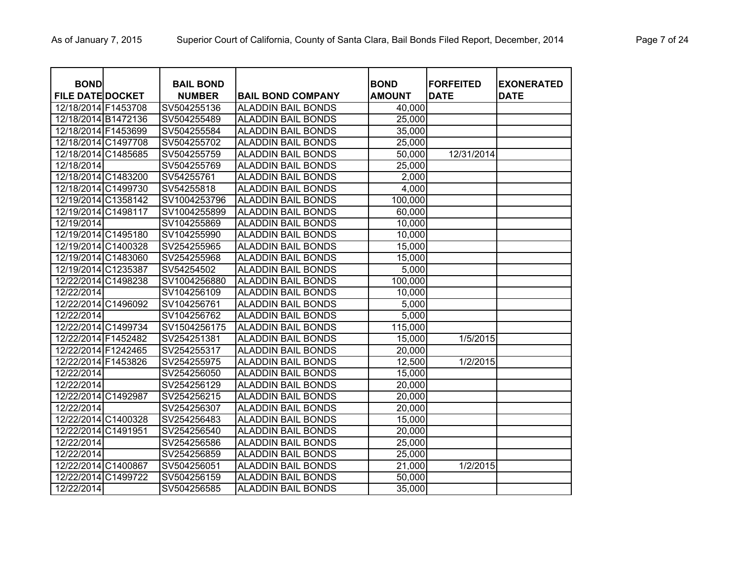| BOND FILE DATE | DOCKET | BAIL BOND NUMBER | BAIL BOND COMPANY | BOND AMOUNT | FORFEITED DATE | EXONERATED DATE |
|---|---|---|---|---|---|---|
| 12/18/2014 | F1453708 | SV504255136 | ALADDIN BAIL BONDS | 40,000 | | |
| 12/18/2014 | B1472136 | SV504255489 | ALADDIN BAIL BONDS | 25,000 | | |
| 12/18/2014 | F1453699 | SV504255584 | ALADDIN BAIL BONDS | 35,000 | | |
| 12/18/2014 | C1497708 | SV504255702 | ALADDIN BAIL BONDS | 25,000 | | |
| 12/18/2014 | C1485685 | SV504255759 | ALADDIN BAIL BONDS | 50,000 | 12/31/2014 | |
| 12/18/2014 | | SV504255769 | ALADDIN BAIL BONDS | 25,000 | | |
| 12/18/2014 | C1483200 | SV54255761 | ALADDIN BAIL BONDS | 2,000 | | |
| 12/18/2014 | C1499730 | SV54255818 | ALADDIN BAIL BONDS | 4,000 | | |
| 12/19/2014 | C1358142 | SV1004253796 | ALADDIN BAIL BONDS | 100,000 | | |
| 12/19/2014 | C1498117 | SV1004255899 | ALADDIN BAIL BONDS | 60,000 | | |
| 12/19/2014 | | SV104255869 | ALADDIN BAIL BONDS | 10,000 | | |
| 12/19/2014 | C1495180 | SV104255990 | ALADDIN BAIL BONDS | 10,000 | | |
| 12/19/2014 | C1400328 | SV254255965 | ALADDIN BAIL BONDS | 15,000 | | |
| 12/19/2014 | C1483060 | SV254255968 | ALADDIN BAIL BONDS | 15,000 | | |
| 12/19/2014 | C1235387 | SV54254502 | ALADDIN BAIL BONDS | 5,000 | | |
| 12/22/2014 | C1498238 | SV1004256880 | ALADDIN BAIL BONDS | 100,000 | | |
| 12/22/2014 | | SV104256109 | ALADDIN BAIL BONDS | 10,000 | | |
| 12/22/2014 | C1496092 | SV104256761 | ALADDIN BAIL BONDS | 5,000 | | |
| 12/22/2014 | | SV104256762 | ALADDIN BAIL BONDS | 5,000 | | |
| 12/22/2014 | C1499734 | SV1504256175 | ALADDIN BAIL BONDS | 115,000 | | |
| 12/22/2014 | F1452482 | SV254251381 | ALADDIN BAIL BONDS | 15,000 | 1/5/2015 | |
| 12/22/2014 | F1242465 | SV254255317 | ALADDIN BAIL BONDS | 20,000 | | |
| 12/22/2014 | F1453826 | SV254255975 | ALADDIN BAIL BONDS | 12,500 | 1/2/2015 | |
| 12/22/2014 | | SV254256050 | ALADDIN BAIL BONDS | 15,000 | | |
| 12/22/2014 | | SV254256129 | ALADDIN BAIL BONDS | 20,000 | | |
| 12/22/2014 | C1492987 | SV254256215 | ALADDIN BAIL BONDS | 20,000 | | |
| 12/22/2014 | | SV254256307 | ALADDIN BAIL BONDS | 20,000 | | |
| 12/22/2014 | C1400328 | SV254256483 | ALADDIN BAIL BONDS | 15,000 | | |
| 12/22/2014 | C1491951 | SV254256540 | ALADDIN BAIL BONDS | 20,000 | | |
| 12/22/2014 | | SV254256586 | ALADDIN BAIL BONDS | 25,000 | | |
| 12/22/2014 | | SV254256859 | ALADDIN BAIL BONDS | 25,000 | | |
| 12/22/2014 | C1400867 | SV504256051 | ALADDIN BAIL BONDS | 21,000 | 1/2/2015 | |
| 12/22/2014 | C1499722 | SV504256159 | ALADDIN BAIL BONDS | 50,000 | | |
| 12/22/2014 | | SV504256585 | ALADDIN BAIL BONDS | 35,000 | | |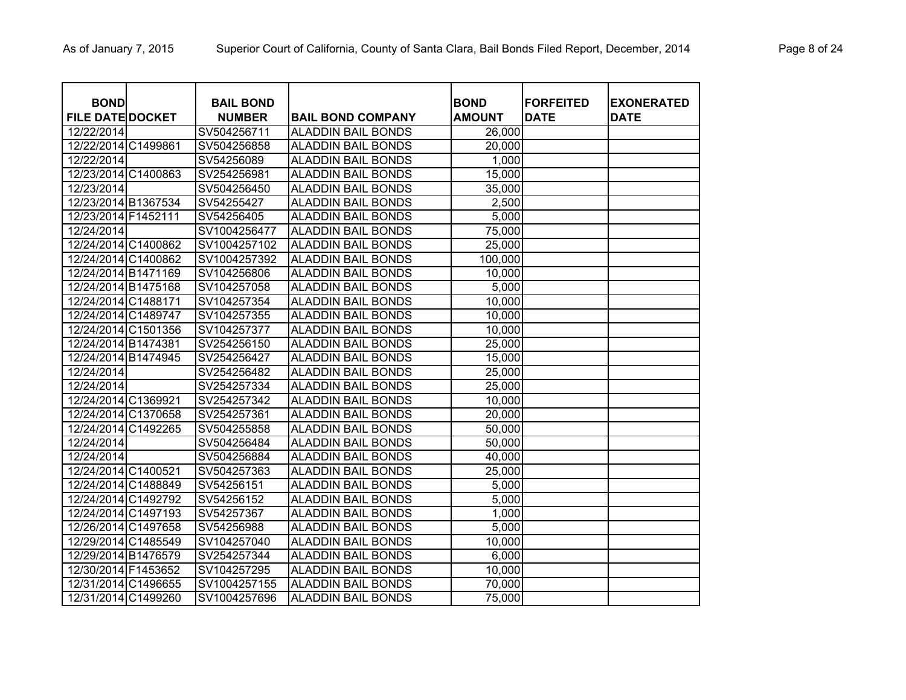| BOND FILE DATE | DOCKET | BAIL BOND NUMBER | BAIL BOND COMPANY | BOND AMOUNT | FORFEITED DATE | EXONERATED DATE |
|---|---|---|---|---|---|---|
| 12/22/2014 | | SV504256711 | ALADDIN BAIL BONDS | 26,000 | | |
| 12/22/2014 | C1499861 | SV504256858 | ALADDIN BAIL BONDS | 20,000 | | |
| 12/22/2014 | | SV54256089 | ALADDIN BAIL BONDS | 1,000 | | |
| 12/23/2014 | C1400863 | SV254256981 | ALADDIN BAIL BONDS | 15,000 | | |
| 12/23/2014 | | SV504256450 | ALADDIN BAIL BONDS | 35,000 | | |
| 12/23/2014 | B1367534 | SV54255427 | ALADDIN BAIL BONDS | 2,500 | | |
| 12/23/2014 | F1452111 | SV54256405 | ALADDIN BAIL BONDS | 5,000 | | |
| 12/24/2014 | | SV1004256477 | ALADDIN BAIL BONDS | 75,000 | | |
| 12/24/2014 | C1400862 | SV1004257102 | ALADDIN BAIL BONDS | 25,000 | | |
| 12/24/2014 | C1400862 | SV1004257392 | ALADDIN BAIL BONDS | 100,000 | | |
| 12/24/2014 | B1471169 | SV104256806 | ALADDIN BAIL BONDS | 10,000 | | |
| 12/24/2014 | B1475168 | SV104257058 | ALADDIN BAIL BONDS | 5,000 | | |
| 12/24/2014 | C1488171 | SV104257354 | ALADDIN BAIL BONDS | 10,000 | | |
| 12/24/2014 | C1489747 | SV104257355 | ALADDIN BAIL BONDS | 10,000 | | |
| 12/24/2014 | C1501356 | SV104257377 | ALADDIN BAIL BONDS | 10,000 | | |
| 12/24/2014 | B1474381 | SV254256150 | ALADDIN BAIL BONDS | 25,000 | | |
| 12/24/2014 | B1474945 | SV254256427 | ALADDIN BAIL BONDS | 15,000 | | |
| 12/24/2014 | | SV254256482 | ALADDIN BAIL BONDS | 25,000 | | |
| 12/24/2014 | | SV254257334 | ALADDIN BAIL BONDS | 25,000 | | |
| 12/24/2014 | C1369921 | SV254257342 | ALADDIN BAIL BONDS | 10,000 | | |
| 12/24/2014 | C1370658 | SV254257361 | ALADDIN BAIL BONDS | 20,000 | | |
| 12/24/2014 | C1492265 | SV504255858 | ALADDIN BAIL BONDS | 50,000 | | |
| 12/24/2014 | | SV504256484 | ALADDIN BAIL BONDS | 50,000 | | |
| 12/24/2014 | | SV504256884 | ALADDIN BAIL BONDS | 40,000 | | |
| 12/24/2014 | C1400521 | SV504257363 | ALADDIN BAIL BONDS | 25,000 | | |
| 12/24/2014 | C1488849 | SV54256151 | ALADDIN BAIL BONDS | 5,000 | | |
| 12/24/2014 | C1492792 | SV54256152 | ALADDIN BAIL BONDS | 5,000 | | |
| 12/24/2014 | C1497193 | SV54257367 | ALADDIN BAIL BONDS | 1,000 | | |
| 12/26/2014 | C1497658 | SV54256988 | ALADDIN BAIL BONDS | 5,000 | | |
| 12/29/2014 | C1485549 | SV104257040 | ALADDIN BAIL BONDS | 10,000 | | |
| 12/29/2014 | B1476579 | SV254257344 | ALADDIN BAIL BONDS | 6,000 | | |
| 12/30/2014 | F1453652 | SV104257295 | ALADDIN BAIL BONDS | 10,000 | | |
| 12/31/2014 | C1496655 | SV1004257155 | ALADDIN BAIL BONDS | 70,000 | | |
| 12/31/2014 | C1499260 | SV1004257696 | ALADDIN BAIL BONDS | 75,000 | | |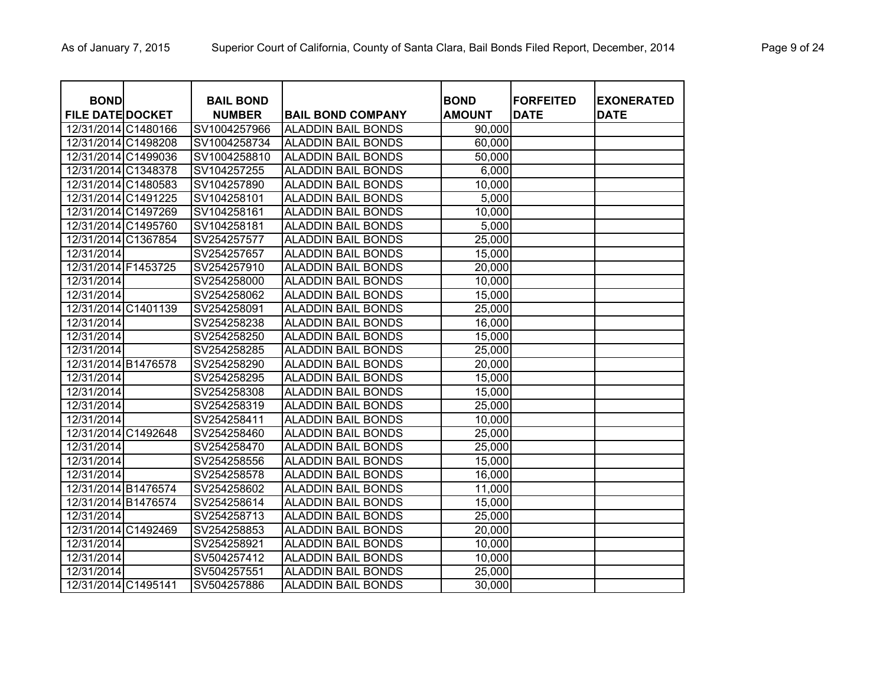| BOND FILE DATE | DOCKET | BAIL BOND NUMBER | BAIL BOND COMPANY | BOND AMOUNT | FORFEITED DATE | EXONERATED DATE |
|---|---|---|---|---|---|---|
| 12/31/2014 | C1480166 | SV1004257966 | ALADDIN BAIL BONDS | 90,000 | | |
| 12/31/2014 | C1498208 | SV1004258734 | ALADDIN BAIL BONDS | 60,000 | | |
| 12/31/2014 | C1499036 | SV1004258810 | ALADDIN BAIL BONDS | 50,000 | | |
| 12/31/2014 | C1348378 | SV104257255 | ALADDIN BAIL BONDS | 6,000 | | |
| 12/31/2014 | C1480583 | SV104257890 | ALADDIN BAIL BONDS | 10,000 | | |
| 12/31/2014 | C1491225 | SV104258101 | ALADDIN BAIL BONDS | 5,000 | | |
| 12/31/2014 | C1497269 | SV104258161 | ALADDIN BAIL BONDS | 10,000 | | |
| 12/31/2014 | C1495760 | SV104258181 | ALADDIN BAIL BONDS | 5,000 | | |
| 12/31/2014 | C1367854 | SV254257577 | ALADDIN BAIL BONDS | 25,000 | | |
| 12/31/2014 | | SV254257657 | ALADDIN BAIL BONDS | 15,000 | | |
| 12/31/2014 | F1453725 | SV254257910 | ALADDIN BAIL BONDS | 20,000 | | |
| 12/31/2014 | | SV254258000 | ALADDIN BAIL BONDS | 10,000 | | |
| 12/31/2014 | | SV254258062 | ALADDIN BAIL BONDS | 15,000 | | |
| 12/31/2014 | C1401139 | SV254258091 | ALADDIN BAIL BONDS | 25,000 | | |
| 12/31/2014 | | SV254258238 | ALADDIN BAIL BONDS | 16,000 | | |
| 12/31/2014 | | SV254258250 | ALADDIN BAIL BONDS | 15,000 | | |
| 12/31/2014 | | SV254258285 | ALADDIN BAIL BONDS | 25,000 | | |
| 12/31/2014 | B1476578 | SV254258290 | ALADDIN BAIL BONDS | 20,000 | | |
| 12/31/2014 | | SV254258295 | ALADDIN BAIL BONDS | 15,000 | | |
| 12/31/2014 | | SV254258308 | ALADDIN BAIL BONDS | 15,000 | | |
| 12/31/2014 | | SV254258319 | ALADDIN BAIL BONDS | 25,000 | | |
| 12/31/2014 | | SV254258411 | ALADDIN BAIL BONDS | 10,000 | | |
| 12/31/2014 | C1492648 | SV254258460 | ALADDIN BAIL BONDS | 25,000 | | |
| 12/31/2014 | | SV254258470 | ALADDIN BAIL BONDS | 25,000 | | |
| 12/31/2014 | | SV254258556 | ALADDIN BAIL BONDS | 15,000 | | |
| 12/31/2014 | | SV254258578 | ALADDIN BAIL BONDS | 16,000 | | |
| 12/31/2014 | B1476574 | SV254258602 | ALADDIN BAIL BONDS | 11,000 | | |
| 12/31/2014 | B1476574 | SV254258614 | ALADDIN BAIL BONDS | 15,000 | | |
| 12/31/2014 | | SV254258713 | ALADDIN BAIL BONDS | 25,000 | | |
| 12/31/2014 | C1492469 | SV254258853 | ALADDIN BAIL BONDS | 20,000 | | |
| 12/31/2014 | | SV254258921 | ALADDIN BAIL BONDS | 10,000 | | |
| 12/31/2014 | | SV504257412 | ALADDIN BAIL BONDS | 10,000 | | |
| 12/31/2014 | | SV504257551 | ALADDIN BAIL BONDS | 25,000 | | |
| 12/31/2014 | C1495141 | SV504257886 | ALADDIN BAIL BONDS | 30,000 | | |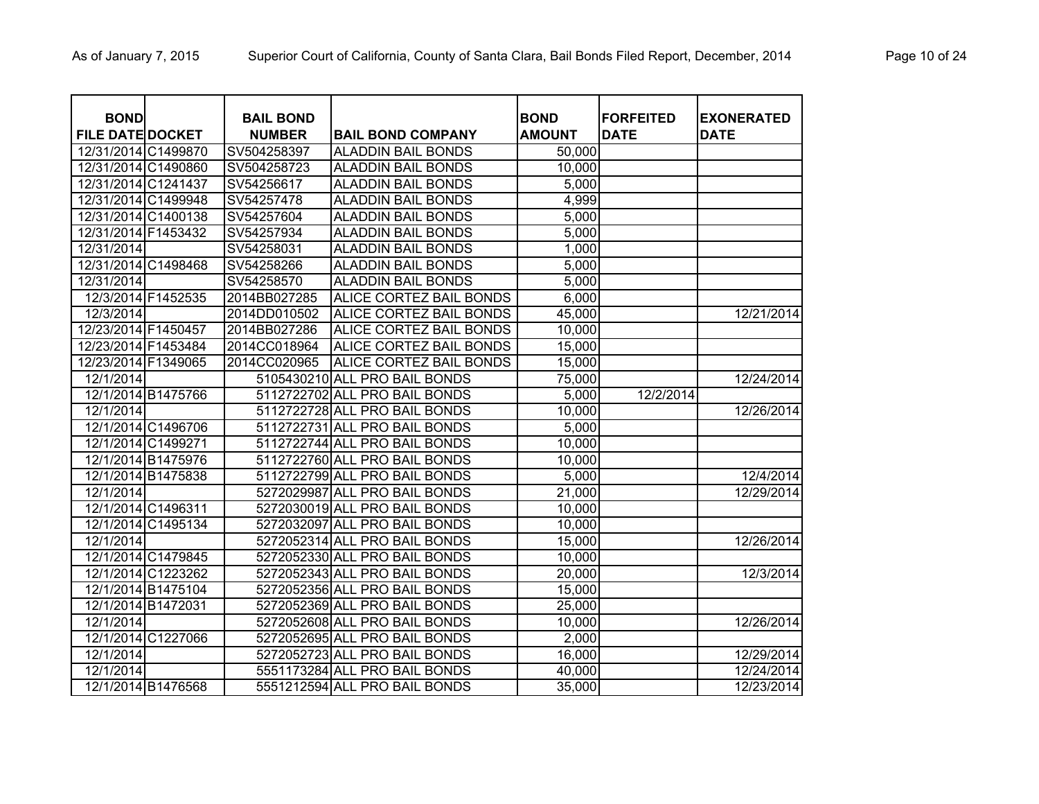| BOND FILE DATE | DOCKET | BAIL BOND NUMBER | BAIL BOND COMPANY | BOND AMOUNT | FORFEITED DATE | EXONERATED DATE |
|---|---|---|---|---|---|---|
| 12/31/2014 | C1499870 | SV504258397 | ALADDIN BAIL BONDS | 50,000 | | |
| 12/31/2014 | C1490860 | SV504258723 | ALADDIN BAIL BONDS | 10,000 | | |
| 12/31/2014 | C1241437 | SV54256617 | ALADDIN BAIL BONDS | 5,000 | | |
| 12/31/2014 | C1499948 | SV54257478 | ALADDIN BAIL BONDS | 4,999 | | |
| 12/31/2014 | C1400138 | SV54257604 | ALADDIN BAIL BONDS | 5,000 | | |
| 12/31/2014 | F1453432 | SV54257934 | ALADDIN BAIL BONDS | 5,000 | | |
| 12/31/2014 | | SV54258031 | ALADDIN BAIL BONDS | 1,000 | | |
| 12/31/2014 | C1498468 | SV54258266 | ALADDIN BAIL BONDS | 5,000 | | |
| 12/31/2014 | | SV54258570 | ALADDIN BAIL BONDS | 5,000 | | |
| 12/3/2014 | F1452535 | 2014BB027285 | ALICE CORTEZ BAIL BONDS | 6,000 | | |
| 12/3/2014 | | 2014DD010502 | ALICE CORTEZ BAIL BONDS | 45,000 | | 12/21/2014 |
| 12/23/2014 | F1450457 | 2014BB027286 | ALICE CORTEZ BAIL BONDS | 10,000 | | |
| 12/23/2014 | F1453484 | 2014CC018964 | ALICE CORTEZ BAIL BONDS | 15,000 | | |
| 12/23/2014 | F1349065 | 2014CC020965 | ALICE CORTEZ BAIL BONDS | 15,000 | | |
| 12/1/2014 | | 5105430210 | ALL PRO BAIL BONDS | 75,000 | | 12/24/2014 |
| 12/1/2014 | B1475766 | 5112722702 | ALL PRO BAIL BONDS | 5,000 | 12/2/2014 | |
| 12/1/2014 | | 5112722728 | ALL PRO BAIL BONDS | 10,000 | | 12/26/2014 |
| 12/1/2014 | C1496706 | 5112722731 | ALL PRO BAIL BONDS | 5,000 | | |
| 12/1/2014 | C1499271 | 5112722744 | ALL PRO BAIL BONDS | 10,000 | | |
| 12/1/2014 | B1475976 | 5112722760 | ALL PRO BAIL BONDS | 10,000 | | |
| 12/1/2014 | B1475838 | 5112722799 | ALL PRO BAIL BONDS | 5,000 | | 12/4/2014 |
| 12/1/2014 | | 5272029987 | ALL PRO BAIL BONDS | 21,000 | | 12/29/2014 |
| 12/1/2014 | C1496311 | 5272030019 | ALL PRO BAIL BONDS | 10,000 | | |
| 12/1/2014 | C1495134 | 5272032097 | ALL PRO BAIL BONDS | 10,000 | | |
| 12/1/2014 | | 5272052314 | ALL PRO BAIL BONDS | 15,000 | | 12/26/2014 |
| 12/1/2014 | C1479845 | 5272052330 | ALL PRO BAIL BONDS | 10,000 | | |
| 12/1/2014 | C1223262 | 5272052343 | ALL PRO BAIL BONDS | 20,000 | | 12/3/2014 |
| 12/1/2014 | B1475104 | 5272052356 | ALL PRO BAIL BONDS | 15,000 | | |
| 12/1/2014 | B1472031 | 5272052369 | ALL PRO BAIL BONDS | 25,000 | | |
| 12/1/2014 | | 5272052608 | ALL PRO BAIL BONDS | 10,000 | | 12/26/2014 |
| 12/1/2014 | C1227066 | 5272052695 | ALL PRO BAIL BONDS | 2,000 | | |
| 12/1/2014 | | 5272052723 | ALL PRO BAIL BONDS | 16,000 | | 12/29/2014 |
| 12/1/2014 | | 5551173284 | ALL PRO BAIL BONDS | 40,000 | | 12/24/2014 |
| 12/1/2014 | B1476568 | 5551212594 | ALL PRO BAIL BONDS | 35,000 | | 12/23/2014 |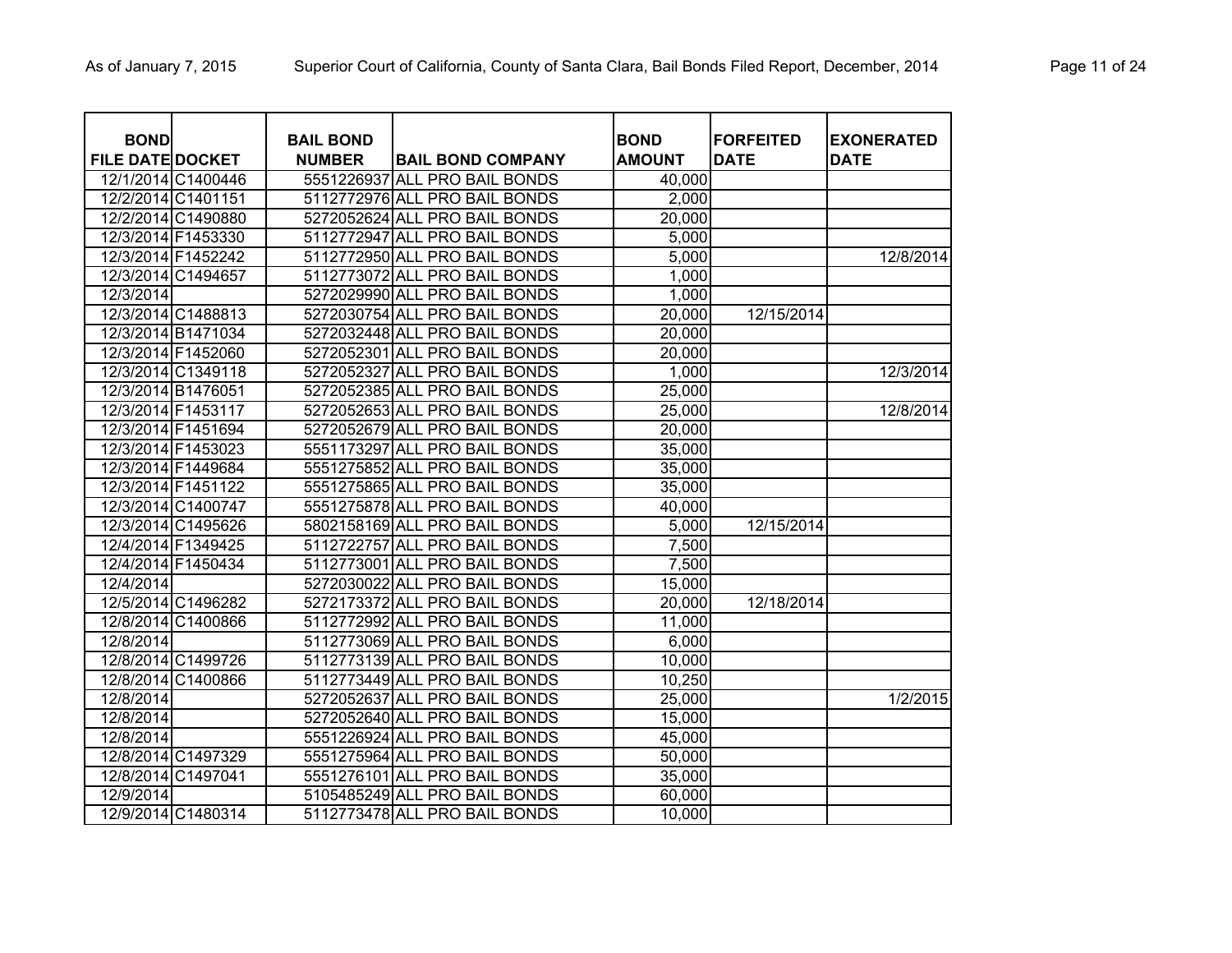| BOND FILE DATE | DOCKET | BAIL BOND NUMBER | BAIL BOND COMPANY | BOND AMOUNT | FORFEITED DATE | EXONERATED DATE |
|---|---|---|---|---|---|---|
| 12/1/2014 | C1400446 | 5551226937 | ALL PRO BAIL BONDS | 40,000 | | |
| 12/2/2014 | C1401151 | 5112772976 | ALL PRO BAIL BONDS | 2,000 | | |
| 12/2/2014 | C1490880 | 5272052624 | ALL PRO BAIL BONDS | 20,000 | | |
| 12/3/2014 | F1453330 | 5112772947 | ALL PRO BAIL BONDS | 5,000 | | |
| 12/3/2014 | F1452242 | 5112772950 | ALL PRO BAIL BONDS | 5,000 | | 12/8/2014 |
| 12/3/2014 | C1494657 | 5112773072 | ALL PRO BAIL BONDS | 1,000 | | |
| 12/3/2014 | | 5272029990 | ALL PRO BAIL BONDS | 1,000 | | |
| 12/3/2014 | C1488813 | 5272030754 | ALL PRO BAIL BONDS | 20,000 | 12/15/2014 | |
| 12/3/2014 | B1471034 | 5272032448 | ALL PRO BAIL BONDS | 20,000 | | |
| 12/3/2014 | F1452060 | 5272052301 | ALL PRO BAIL BONDS | 20,000 | | |
| 12/3/2014 | C1349118 | 5272052327 | ALL PRO BAIL BONDS | 1,000 | | 12/3/2014 |
| 12/3/2014 | B1476051 | 5272052385 | ALL PRO BAIL BONDS | 25,000 | | |
| 12/3/2014 | F1453117 | 5272052653 | ALL PRO BAIL BONDS | 25,000 | | 12/8/2014 |
| 12/3/2014 | F1451694 | 5272052679 | ALL PRO BAIL BONDS | 20,000 | | |
| 12/3/2014 | F1453023 | 5551173297 | ALL PRO BAIL BONDS | 35,000 | | |
| 12/3/2014 | F1449684 | 5551275852 | ALL PRO BAIL BONDS | 35,000 | | |
| 12/3/2014 | F1451122 | 5551275865 | ALL PRO BAIL BONDS | 35,000 | | |
| 12/3/2014 | C1400747 | 5551275878 | ALL PRO BAIL BONDS | 40,000 | | |
| 12/3/2014 | C1495626 | 5802158169 | ALL PRO BAIL BONDS | 5,000 | 12/15/2014 | |
| 12/4/2014 | F1349425 | 5112722757 | ALL PRO BAIL BONDS | 7,500 | | |
| 12/4/2014 | F1450434 | 5112773001 | ALL PRO BAIL BONDS | 7,500 | | |
| 12/4/2014 | | 5272030022 | ALL PRO BAIL BONDS | 15,000 | | |
| 12/5/2014 | C1496282 | 5272173372 | ALL PRO BAIL BONDS | 20,000 | 12/18/2014 | |
| 12/8/2014 | C1400866 | 5112772992 | ALL PRO BAIL BONDS | 11,000 | | |
| 12/8/2014 | | 5112773069 | ALL PRO BAIL BONDS | 6,000 | | |
| 12/8/2014 | C1499726 | 5112773139 | ALL PRO BAIL BONDS | 10,000 | | |
| 12/8/2014 | C1400866 | 5112773449 | ALL PRO BAIL BONDS | 10,250 | | |
| 12/8/2014 | | 5272052637 | ALL PRO BAIL BONDS | 25,000 | | 1/2/2015 |
| 12/8/2014 | | 5272052640 | ALL PRO BAIL BONDS | 15,000 | | |
| 12/8/2014 | | 5551226924 | ALL PRO BAIL BONDS | 45,000 | | |
| 12/8/2014 | C1497329 | 5551275964 | ALL PRO BAIL BONDS | 50,000 | | |
| 12/8/2014 | C1497041 | 5551276101 | ALL PRO BAIL BONDS | 35,000 | | |
| 12/9/2014 | | 5105485249 | ALL PRO BAIL BONDS | 60,000 | | |
| 12/9/2014 | C1480314 | 5112773478 | ALL PRO BAIL BONDS | 10,000 | | |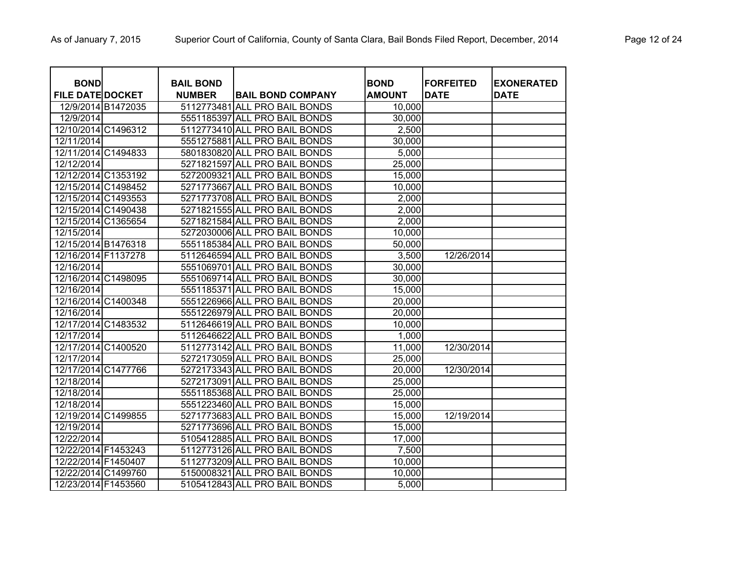| BOND FILE DATE | DOCKET | BAIL BOND NUMBER | BAIL BOND COMPANY | BOND AMOUNT | FORFEITED DATE | EXONERATED DATE |
|---|---|---|---|---|---|---|
| 12/9/2014 | B1472035 | 5112773481 | ALL PRO BAIL BONDS | 10,000 | | |
| 12/9/2014 | | 5551185397 | ALL PRO BAIL BONDS | 30,000 | | |
| 12/10/2014 | C1496312 | 5112773410 | ALL PRO BAIL BONDS | 2,500 | | |
| 12/11/2014 | | 5551275881 | ALL PRO BAIL BONDS | 30,000 | | |
| 12/11/2014 | C1494833 | 5801830820 | ALL PRO BAIL BONDS | 5,000 | | |
| 12/12/2014 | | 5271821597 | ALL PRO BAIL BONDS | 25,000 | | |
| 12/12/2014 | C1353192 | 5272009321 | ALL PRO BAIL BONDS | 15,000 | | |
| 12/15/2014 | C1498452 | 5271773667 | ALL PRO BAIL BONDS | 10,000 | | |
| 12/15/2014 | C1493553 | 5271773708 | ALL PRO BAIL BONDS | 2,000 | | |
| 12/15/2014 | C1490438 | 5271821555 | ALL PRO BAIL BONDS | 2,000 | | |
| 12/15/2014 | C1365654 | 5271821584 | ALL PRO BAIL BONDS | 2,000 | | |
| 12/15/2014 | | 5272030006 | ALL PRO BAIL BONDS | 10,000 | | |
| 12/15/2014 | B1476318 | 5551185384 | ALL PRO BAIL BONDS | 50,000 | | |
| 12/16/2014 | F1137278 | 5112646594 | ALL PRO BAIL BONDS | 3,500 | 12/26/2014 | |
| 12/16/2014 | | 5551069701 | ALL PRO BAIL BONDS | 30,000 | | |
| 12/16/2014 | C1498095 | 5551069714 | ALL PRO BAIL BONDS | 30,000 | | |
| 12/16/2014 | | 5551185371 | ALL PRO BAIL BONDS | 15,000 | | |
| 12/16/2014 | C1400348 | 5551226966 | ALL PRO BAIL BONDS | 20,000 | | |
| 12/16/2014 | | 5551226979 | ALL PRO BAIL BONDS | 20,000 | | |
| 12/17/2014 | C1483532 | 5112646619 | ALL PRO BAIL BONDS | 10,000 | | |
| 12/17/2014 | | 5112646622 | ALL PRO BAIL BONDS | 1,000 | | |
| 12/17/2014 | C1400520 | 5112773142 | ALL PRO BAIL BONDS | 11,000 | 12/30/2014 | |
| 12/17/2014 | | 5272173059 | ALL PRO BAIL BONDS | 25,000 | | |
| 12/17/2014 | C1477766 | 5272173343 | ALL PRO BAIL BONDS | 20,000 | 12/30/2014 | |
| 12/18/2014 | | 5272173091 | ALL PRO BAIL BONDS | 25,000 | | |
| 12/18/2014 | | 5551185368 | ALL PRO BAIL BONDS | 25,000 | | |
| 12/18/2014 | | 5551223460 | ALL PRO BAIL BONDS | 15,000 | | |
| 12/19/2014 | C1499855 | 5271773683 | ALL PRO BAIL BONDS | 15,000 | 12/19/2014 | |
| 12/19/2014 | | 5271773696 | ALL PRO BAIL BONDS | 15,000 | | |
| 12/22/2014 | | 5105412885 | ALL PRO BAIL BONDS | 17,000 | | |
| 12/22/2014 | F1453243 | 5112773126 | ALL PRO BAIL BONDS | 7,500 | | |
| 12/22/2014 | F1450407 | 5112773209 | ALL PRO BAIL BONDS | 10,000 | | |
| 12/22/2014 | C1499760 | 5150008321 | ALL PRO BAIL BONDS | 10,000 | | |
| 12/23/2014 | F1453560 | 5105412843 | ALL PRO BAIL BONDS | 5,000 | | |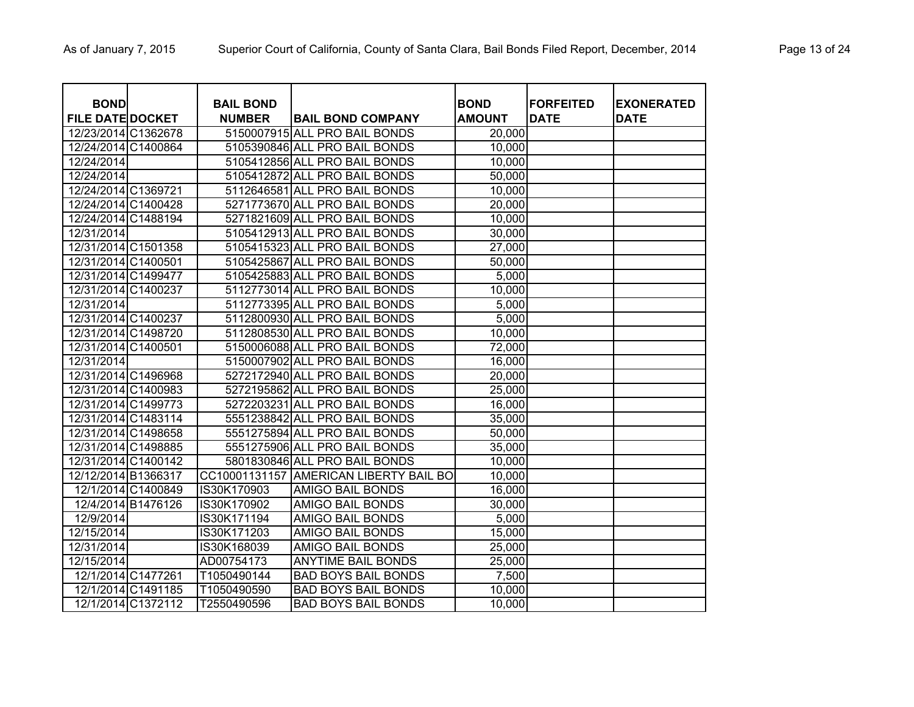| BOND FILE DATE | DOCKET | BAIL BOND NUMBER | BAIL BOND COMPANY | BOND AMOUNT | FORFEITED DATE | EXONERATED DATE |
|---|---|---|---|---|---|---|
| 12/23/2014 | C1362678 | 5150007915 | ALL PRO BAIL BONDS | 20,000 | | |
| 12/24/2014 | C1400864 | 5105390846 | ALL PRO BAIL BONDS | 10,000 | | |
| 12/24/2014 | | 5105412856 | ALL PRO BAIL BONDS | 10,000 | | |
| 12/24/2014 | | 5105412872 | ALL PRO BAIL BONDS | 50,000 | | |
| 12/24/2014 | C1369721 | 5112646581 | ALL PRO BAIL BONDS | 10,000 | | |
| 12/24/2014 | C1400428 | 5271773670 | ALL PRO BAIL BONDS | 20,000 | | |
| 12/24/2014 | C1488194 | 5271821609 | ALL PRO BAIL BONDS | 10,000 | | |
| 12/31/2014 | | 5105412913 | ALL PRO BAIL BONDS | 30,000 | | |
| 12/31/2014 | C1501358 | 5105415323 | ALL PRO BAIL BONDS | 27,000 | | |
| 12/31/2014 | C1400501 | 5105425867 | ALL PRO BAIL BONDS | 50,000 | | |
| 12/31/2014 | C1499477 | 5105425883 | ALL PRO BAIL BONDS | 5,000 | | |
| 12/31/2014 | C1400237 | 5112773014 | ALL PRO BAIL BONDS | 10,000 | | |
| 12/31/2014 | | 5112773395 | ALL PRO BAIL BONDS | 5,000 | | |
| 12/31/2014 | C1400237 | 5112800930 | ALL PRO BAIL BONDS | 5,000 | | |
| 12/31/2014 | C1498720 | 5112808530 | ALL PRO BAIL BONDS | 10,000 | | |
| 12/31/2014 | C1400501 | 5150006088 | ALL PRO BAIL BONDS | 72,000 | | |
| 12/31/2014 | | 5150007902 | ALL PRO BAIL BONDS | 16,000 | | |
| 12/31/2014 | C1496968 | 5272172940 | ALL PRO BAIL BONDS | 20,000 | | |
| 12/31/2014 | C1400983 | 5272195862 | ALL PRO BAIL BONDS | 25,000 | | |
| 12/31/2014 | C1499773 | 5272203231 | ALL PRO BAIL BONDS | 16,000 | | |
| 12/31/2014 | C1483114 | 5551238842 | ALL PRO BAIL BONDS | 35,000 | | |
| 12/31/2014 | C1498658 | 5551275894 | ALL PRO BAIL BONDS | 50,000 | | |
| 12/31/2014 | C1498885 | 5551275906 | ALL PRO BAIL BONDS | 35,000 | | |
| 12/31/2014 | C1400142 | 5801830846 | ALL PRO BAIL BONDS | 10,000 | | |
| 12/12/2014 | B1366317 | CC10001131157 | AMERICAN LIBERTY BAIL BO | 10,000 | | |
| 12/1/2014 | C1400849 | IS30K170903 | AMIGO BAIL BONDS | 16,000 | | |
| 12/4/2014 | B1476126 | IS30K170902 | AMIGO BAIL BONDS | 30,000 | | |
| 12/9/2014 | | IS30K171194 | AMIGO BAIL BONDS | 5,000 | | |
| 12/15/2014 | | IS30K171203 | AMIGO BAIL BONDS | 15,000 | | |
| 12/31/2014 | | IS30K168039 | AMIGO BAIL BONDS | 25,000 | | |
| 12/15/2014 | | AD00754173 | ANYTIME BAIL BONDS | 25,000 | | |
| 12/1/2014 | C1477261 | T1050490144 | BAD BOYS BAIL BONDS | 7,500 | | |
| 12/1/2014 | C1491185 | T1050490590 | BAD BOYS BAIL BONDS | 10,000 | | |
| 12/1/2014 | C1372112 | T2550490596 | BAD BOYS BAIL BONDS | 10,000 | | |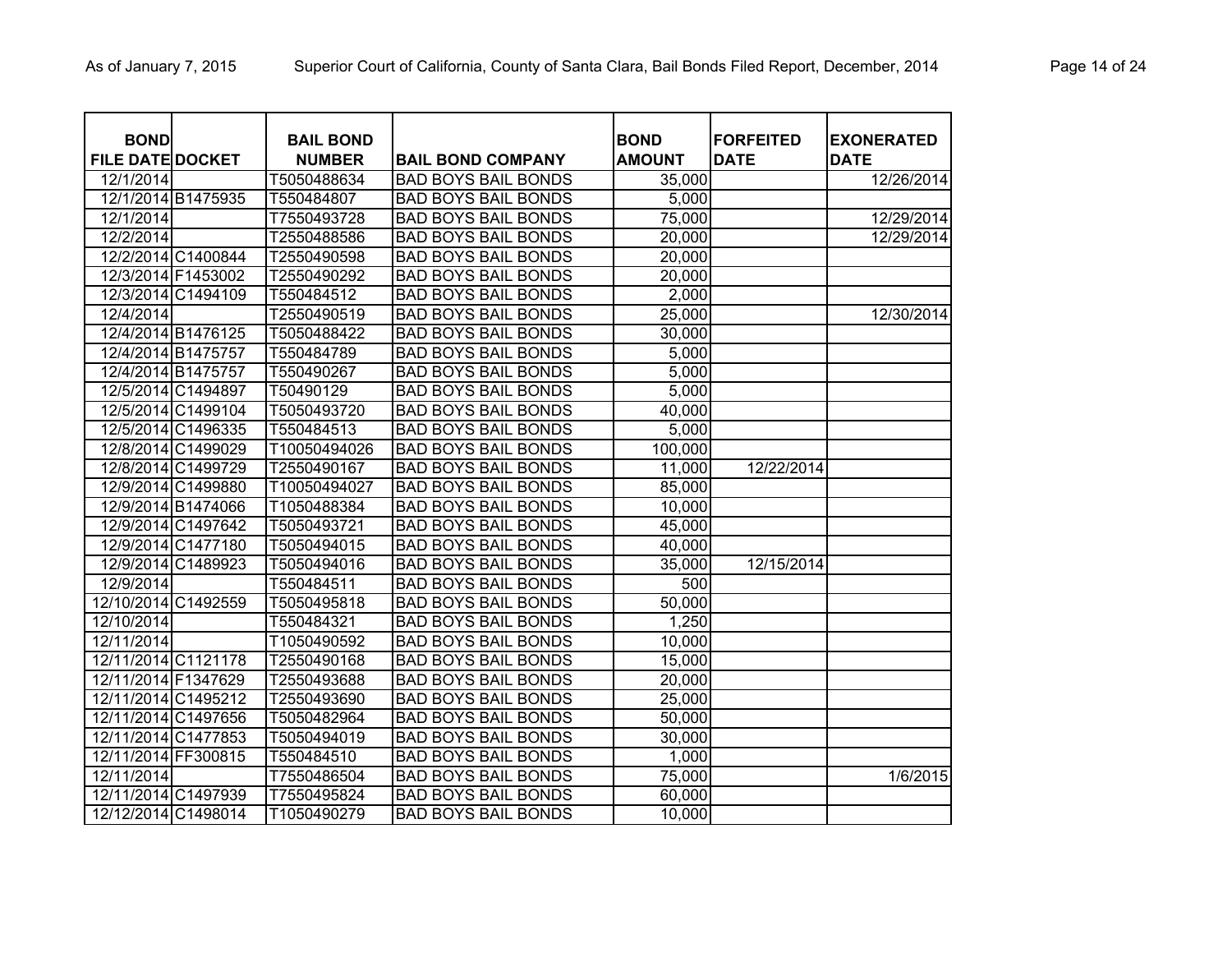| BOND FILE DATE | DOCKET | BAIL BOND NUMBER | BAIL BOND COMPANY | BOND AMOUNT | FORFEITED DATE | EXONERATED DATE |
|---|---|---|---|---|---|---|
| 12/1/2014 | | T5050488634 | BAD BOYS BAIL BONDS | 35,000 | | 12/26/2014 |
| 12/1/2014 | B1475935 | T550484807 | BAD BOYS BAIL BONDS | 5,000 | | |
| 12/1/2014 | | T7550493728 | BAD BOYS BAIL BONDS | 75,000 | | 12/29/2014 |
| 12/2/2014 | | T2550488586 | BAD BOYS BAIL BONDS | 20,000 | | 12/29/2014 |
| 12/2/2014 | C1400844 | T2550490598 | BAD BOYS BAIL BONDS | 20,000 | | |
| 12/3/2014 | F1453002 | T2550490292 | BAD BOYS BAIL BONDS | 20,000 | | |
| 12/3/2014 | C1494109 | T550484512 | BAD BOYS BAIL BONDS | 2,000 | | |
| 12/4/2014 | | T2550490519 | BAD BOYS BAIL BONDS | 25,000 | | 12/30/2014 |
| 12/4/2014 | B1476125 | T5050488422 | BAD BOYS BAIL BONDS | 30,000 | | |
| 12/4/2014 | B1475757 | T550484789 | BAD BOYS BAIL BONDS | 5,000 | | |
| 12/4/2014 | B1475757 | T550490267 | BAD BOYS BAIL BONDS | 5,000 | | |
| 12/5/2014 | C1494897 | T50490129 | BAD BOYS BAIL BONDS | 5,000 | | |
| 12/5/2014 | C1499104 | T5050493720 | BAD BOYS BAIL BONDS | 40,000 | | |
| 12/5/2014 | C1496335 | T550484513 | BAD BOYS BAIL BONDS | 5,000 | | |
| 12/8/2014 | C1499029 | T10050494026 | BAD BOYS BAIL BONDS | 100,000 | | |
| 12/8/2014 | C1499729 | T2550490167 | BAD BOYS BAIL BONDS | 11,000 | 12/22/2014 | |
| 12/9/2014 | C1499880 | T10050494027 | BAD BOYS BAIL BONDS | 85,000 | | |
| 12/9/2014 | B1474066 | T1050488384 | BAD BOYS BAIL BONDS | 10,000 | | |
| 12/9/2014 | C1497642 | T5050493721 | BAD BOYS BAIL BONDS | 45,000 | | |
| 12/9/2014 | C1477180 | T5050494015 | BAD BOYS BAIL BONDS | 40,000 | | |
| 12/9/2014 | C1489923 | T5050494016 | BAD BOYS BAIL BONDS | 35,000 | 12/15/2014 | |
| 12/9/2014 | | T550484511 | BAD BOYS BAIL BONDS | 500 | | |
| 12/10/2014 | C1492559 | T5050495818 | BAD BOYS BAIL BONDS | 50,000 | | |
| 12/10/2014 | | T550484321 | BAD BOYS BAIL BONDS | 1,250 | | |
| 12/11/2014 | | T1050490592 | BAD BOYS BAIL BONDS | 10,000 | | |
| 12/11/2014 | C1121178 | T2550490168 | BAD BOYS BAIL BONDS | 15,000 | | |
| 12/11/2014 | F1347629 | T2550493688 | BAD BOYS BAIL BONDS | 20,000 | | |
| 12/11/2014 | C1495212 | T2550493690 | BAD BOYS BAIL BONDS | 25,000 | | |
| 12/11/2014 | C1497656 | T5050482964 | BAD BOYS BAIL BONDS | 50,000 | | |
| 12/11/2014 | C1477853 | T5050494019 | BAD BOYS BAIL BONDS | 30,000 | | |
| 12/11/2014 | FF300815 | T550484510 | BAD BOYS BAIL BONDS | 1,000 | | |
| 12/11/2014 | | T7550486504 | BAD BOYS BAIL BONDS | 75,000 | | 1/6/2015 |
| 12/11/2014 | C1497939 | T7550495824 | BAD BOYS BAIL BONDS | 60,000 | | |
| 12/12/2014 | C1498014 | T1050490279 | BAD BOYS BAIL BONDS | 10,000 | | |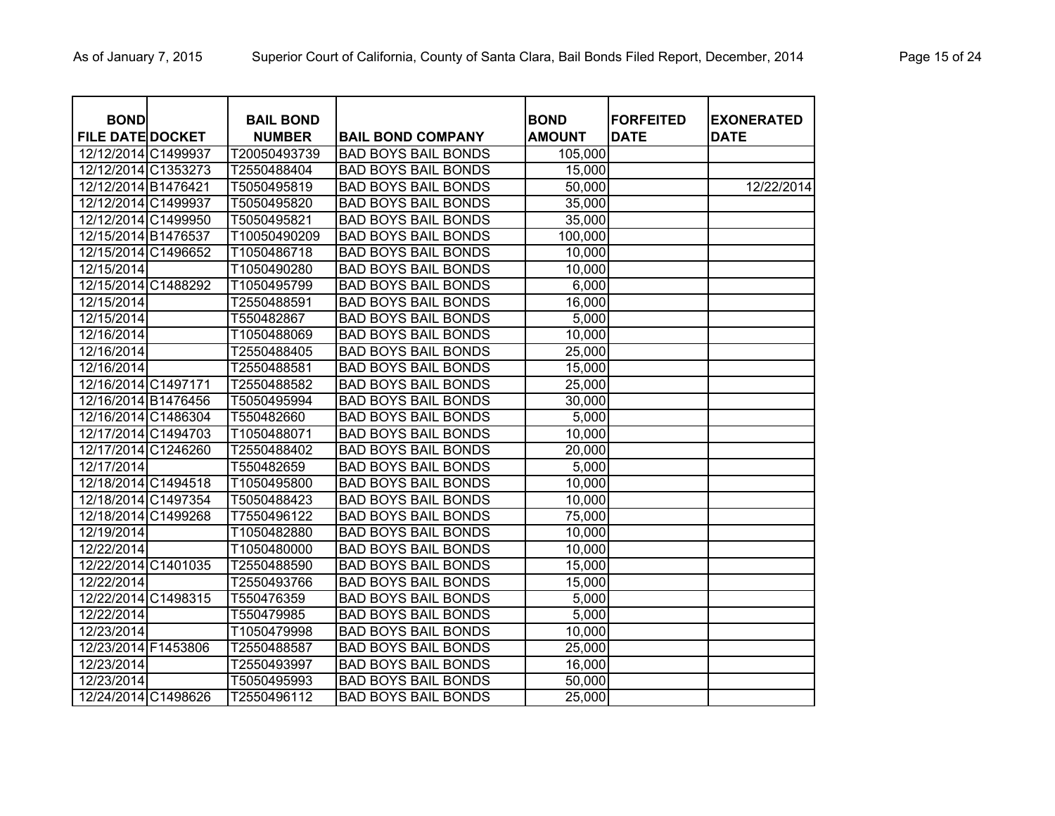| BOND FILE DATE | DOCKET | BAIL BOND NUMBER | BAIL BOND COMPANY | BOND AMOUNT | FORFEITED DATE | EXONERATED DATE |
|---|---|---|---|---|---|---|
| 12/12/2014 | C1499937 | T20050493739 | BAD BOYS BAIL BONDS | 105,000 | | |
| 12/12/2014 | C1353273 | T2550488404 | BAD BOYS BAIL BONDS | 15,000 | | |
| 12/12/2014 | B1476421 | T5050495819 | BAD BOYS BAIL BONDS | 50,000 | | 12/22/2014 |
| 12/12/2014 | C1499937 | T5050495820 | BAD BOYS BAIL BONDS | 35,000 | | |
| 12/12/2014 | C1499950 | T5050495821 | BAD BOYS BAIL BONDS | 35,000 | | |
| 12/15/2014 | B1476537 | T10050490209 | BAD BOYS BAIL BONDS | 100,000 | | |
| 12/15/2014 | C1496652 | T1050486718 | BAD BOYS BAIL BONDS | 10,000 | | |
| 12/15/2014 | | T1050490280 | BAD BOYS BAIL BONDS | 10,000 | | |
| 12/15/2014 | C1488292 | T1050495799 | BAD BOYS BAIL BONDS | 6,000 | | |
| 12/15/2014 | | T2550488591 | BAD BOYS BAIL BONDS | 16,000 | | |
| 12/15/2014 | | T550482867 | BAD BOYS BAIL BONDS | 5,000 | | |
| 12/16/2014 | | T1050488069 | BAD BOYS BAIL BONDS | 10,000 | | |
| 12/16/2014 | | T2550488405 | BAD BOYS BAIL BONDS | 25,000 | | |
| 12/16/2014 | | T2550488581 | BAD BOYS BAIL BONDS | 15,000 | | |
| 12/16/2014 | C1497171 | T2550488582 | BAD BOYS BAIL BONDS | 25,000 | | |
| 12/16/2014 | B1476456 | T5050495994 | BAD BOYS BAIL BONDS | 30,000 | | |
| 12/16/2014 | C1486304 | T550482660 | BAD BOYS BAIL BONDS | 5,000 | | |
| 12/17/2014 | C1494703 | T1050488071 | BAD BOYS BAIL BONDS | 10,000 | | |
| 12/17/2014 | C1246260 | T2550488402 | BAD BOYS BAIL BONDS | 20,000 | | |
| 12/17/2014 | | T550482659 | BAD BOYS BAIL BONDS | 5,000 | | |
| 12/18/2014 | C1494518 | T1050495800 | BAD BOYS BAIL BONDS | 10,000 | | |
| 12/18/2014 | C1497354 | T5050488423 | BAD BOYS BAIL BONDS | 10,000 | | |
| 12/18/2014 | C1499268 | T7550496122 | BAD BOYS BAIL BONDS | 75,000 | | |
| 12/19/2014 | | T1050482880 | BAD BOYS BAIL BONDS | 10,000 | | |
| 12/22/2014 | | T1050480000 | BAD BOYS BAIL BONDS | 10,000 | | |
| 12/22/2014 | C1401035 | T2550488590 | BAD BOYS BAIL BONDS | 15,000 | | |
| 12/22/2014 | | T2550493766 | BAD BOYS BAIL BONDS | 15,000 | | |
| 12/22/2014 | C1498315 | T550476359 | BAD BOYS BAIL BONDS | 5,000 | | |
| 12/22/2014 | | T550479985 | BAD BOYS BAIL BONDS | 5,000 | | |
| 12/23/2014 | | T1050479998 | BAD BOYS BAIL BONDS | 10,000 | | |
| 12/23/2014 | F1453806 | T2550488587 | BAD BOYS BAIL BONDS | 25,000 | | |
| 12/23/2014 | | T2550493997 | BAD BOYS BAIL BONDS | 16,000 | | |
| 12/23/2014 | | T5050495993 | BAD BOYS BAIL BONDS | 50,000 | | |
| 12/24/2014 | C1498626 | T2550496112 | BAD BOYS BAIL BONDS | 25,000 | | |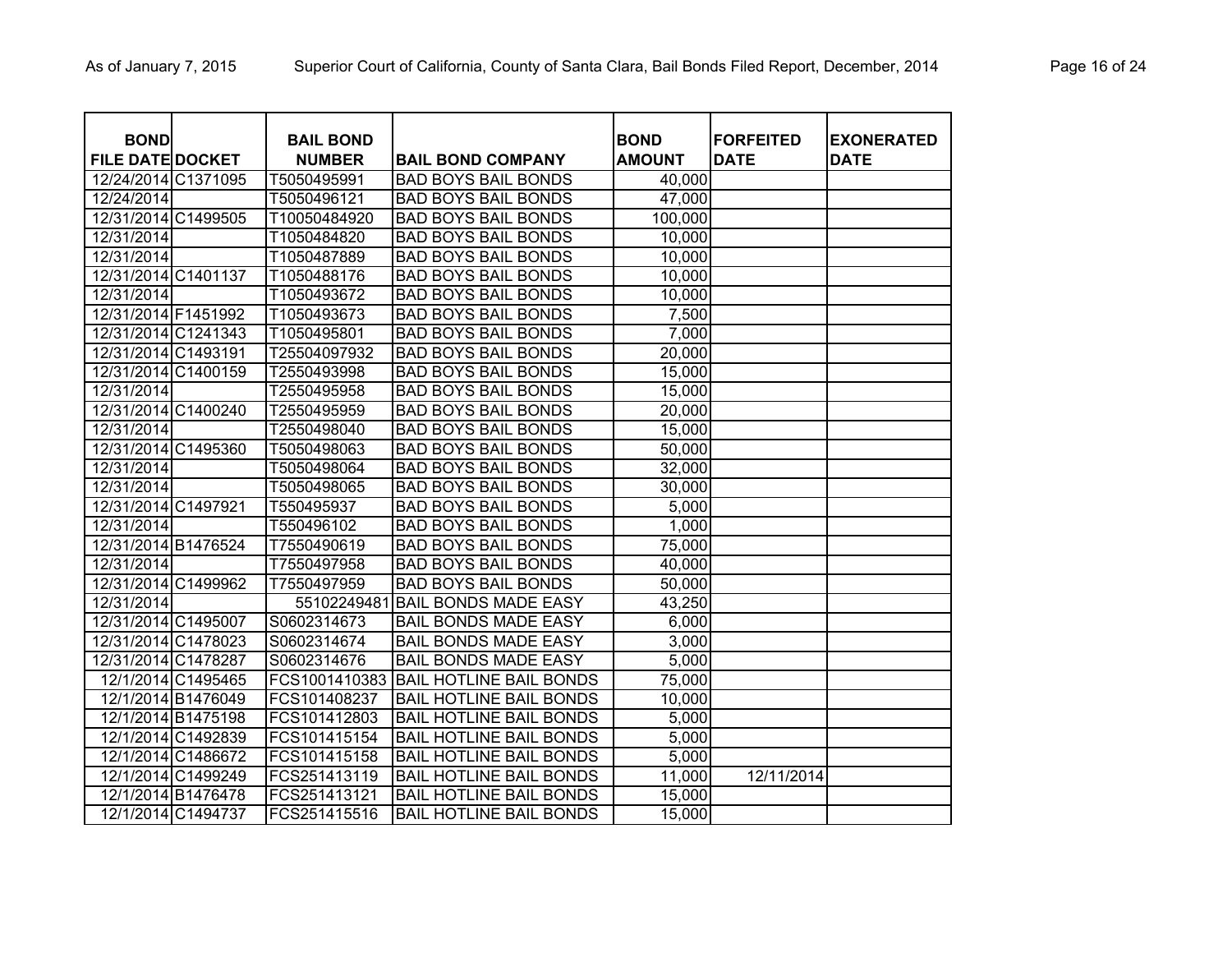| BOND FILE DATE | DOCKET | BAIL BOND NUMBER | BAIL BOND COMPANY | BOND AMOUNT | FORFEITED DATE | EXONERATED DATE |
|---|---|---|---|---|---|---|
| 12/24/2014 | C1371095 | T5050495991 | BAD BOYS BAIL BONDS | 40,000 | | |
| 12/24/2014 | | T5050496121 | BAD BOYS BAIL BONDS | 47,000 | | |
| 12/31/2014 | C1499505 | T10050484920 | BAD BOYS BAIL BONDS | 100,000 | | |
| 12/31/2014 | | T1050484820 | BAD BOYS BAIL BONDS | 10,000 | | |
| 12/31/2014 | | T1050487889 | BAD BOYS BAIL BONDS | 10,000 | | |
| 12/31/2014 | C1401137 | T1050488176 | BAD BOYS BAIL BONDS | 10,000 | | |
| 12/31/2014 | | T1050493672 | BAD BOYS BAIL BONDS | 10,000 | | |
| 12/31/2014 | F1451992 | T1050493673 | BAD BOYS BAIL BONDS | 7,500 | | |
| 12/31/2014 | C1241343 | T1050495801 | BAD BOYS BAIL BONDS | 7,000 | | |
| 12/31/2014 | C1493191 | T25504097932 | BAD BOYS BAIL BONDS | 20,000 | | |
| 12/31/2014 | C1400159 | T2550493998 | BAD BOYS BAIL BONDS | 15,000 | | |
| 12/31/2014 | | T2550495958 | BAD BOYS BAIL BONDS | 15,000 | | |
| 12/31/2014 | C1400240 | T2550495959 | BAD BOYS BAIL BONDS | 20,000 | | |
| 12/31/2014 | | T2550498040 | BAD BOYS BAIL BONDS | 15,000 | | |
| 12/31/2014 | C1495360 | T5050498063 | BAD BOYS BAIL BONDS | 50,000 | | |
| 12/31/2014 | | T5050498064 | BAD BOYS BAIL BONDS | 32,000 | | |
| 12/31/2014 | | T5050498065 | BAD BOYS BAIL BONDS | 30,000 | | |
| 12/31/2014 | C1497921 | T550495937 | BAD BOYS BAIL BONDS | 5,000 | | |
| 12/31/2014 | | T550496102 | BAD BOYS BAIL BONDS | 1,000 | | |
| 12/31/2014 | B1476524 | T7550490619 | BAD BOYS BAIL BONDS | 75,000 | | |
| 12/31/2014 | | T7550497958 | BAD BOYS BAIL BONDS | 40,000 | | |
| 12/31/2014 | C1499962 | T7550497959 | BAD BOYS BAIL BONDS | 50,000 | | |
| 12/31/2014 | | 55102249481 | BAIL BONDS MADE EASY | 43,250 | | |
| 12/31/2014 | C1495007 | S0602314673 | BAIL BONDS MADE EASY | 6,000 | | |
| 12/31/2014 | C1478023 | S0602314674 | BAIL BONDS MADE EASY | 3,000 | | |
| 12/31/2014 | C1478287 | S0602314676 | BAIL BONDS MADE EASY | 5,000 | | |
| 12/1/2014 | C1495465 | FCS1001410383 | BAIL HOTLINE BAIL BONDS | 75,000 | | |
| 12/1/2014 | B1476049 | FCS101408237 | BAIL HOTLINE BAIL BONDS | 10,000 | | |
| 12/1/2014 | B1475198 | FCS101412803 | BAIL HOTLINE BAIL BONDS | 5,000 | | |
| 12/1/2014 | C1492839 | FCS101415154 | BAIL HOTLINE BAIL BONDS | 5,000 | | |
| 12/1/2014 | C1486672 | FCS101415158 | BAIL HOTLINE BAIL BONDS | 5,000 | | |
| 12/1/2014 | C1499249 | FCS251413119 | BAIL HOTLINE BAIL BONDS | 11,000 | 12/11/2014 | |
| 12/1/2014 | B1476478 | FCS251413121 | BAIL HOTLINE BAIL BONDS | 15,000 | | |
| 12/1/2014 | C1494737 | FCS251415516 | BAIL HOTLINE BAIL BONDS | 15,000 | | |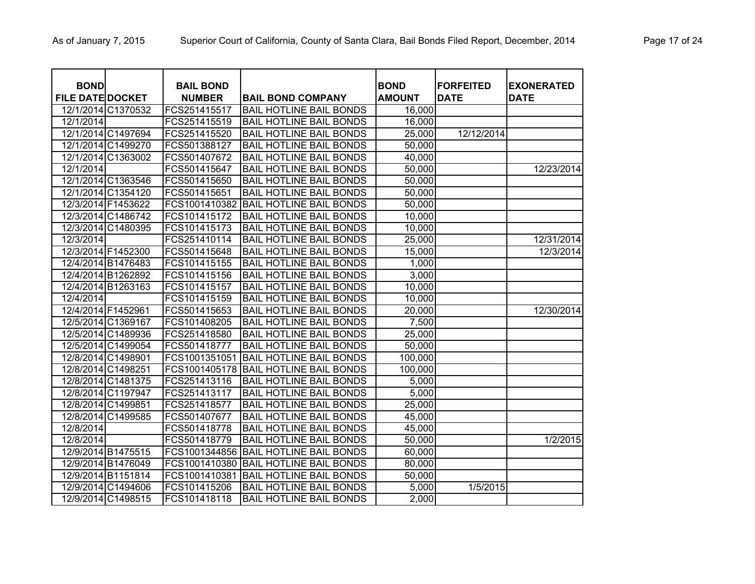| BOND FILE DATE | DOCKET | BAIL BOND NUMBER | BAIL BOND COMPANY | BOND AMOUNT | FORFEITED DATE | EXONERATED DATE |
|---|---|---|---|---|---|---|
| 12/1/2014 | C1370532 | FCS251415517 | BAIL HOTLINE BAIL BONDS | 16,000 | | |
| 12/1/2014 | | FCS251415519 | BAIL HOTLINE BAIL BONDS | 16,000 | | |
| 12/1/2014 | C1497694 | FCS251415520 | BAIL HOTLINE BAIL BONDS | 25,000 | 12/12/2014 | |
| 12/1/2014 | C1499270 | FCS501388127 | BAIL HOTLINE BAIL BONDS | 50,000 | | |
| 12/1/2014 | C1363002 | FCS501407672 | BAIL HOTLINE BAIL BONDS | 40,000 | | |
| 12/1/2014 | | FCS501415647 | BAIL HOTLINE BAIL BONDS | 50,000 | | 12/23/2014 |
| 12/1/2014 | C1363546 | FCS501415650 | BAIL HOTLINE BAIL BONDS | 50,000 | | |
| 12/1/2014 | C1354120 | FCS501415651 | BAIL HOTLINE BAIL BONDS | 50,000 | | |
| 12/3/2014 | F1453622 | FCS1001410382 | BAIL HOTLINE BAIL BONDS | 50,000 | | |
| 12/3/2014 | C1486742 | FCS101415172 | BAIL HOTLINE BAIL BONDS | 10,000 | | |
| 12/3/2014 | C1480395 | FCS101415173 | BAIL HOTLINE BAIL BONDS | 10,000 | | |
| 12/3/2014 | | FCS251410114 | BAIL HOTLINE BAIL BONDS | 25,000 | | 12/31/2014 |
| 12/3/2014 | F1452300 | FCS501415648 | BAIL HOTLINE BAIL BONDS | 15,000 | | 12/3/2014 |
| 12/4/2014 | B1476483 | FCS101415155 | BAIL HOTLINE BAIL BONDS | 1,000 | | |
| 12/4/2014 | B1262892 | FCS101415156 | BAIL HOTLINE BAIL BONDS | 3,000 | | |
| 12/4/2014 | B1263163 | FCS101415157 | BAIL HOTLINE BAIL BONDS | 10,000 | | |
| 12/4/2014 | | FCS101415159 | BAIL HOTLINE BAIL BONDS | 10,000 | | |
| 12/4/2014 | F1452961 | FCS501415653 | BAIL HOTLINE BAIL BONDS | 20,000 | | 12/30/2014 |
| 12/5/2014 | C1369167 | FCS101408205 | BAIL HOTLINE BAIL BONDS | 7,500 | | |
| 12/5/2014 | C1489936 | FCS251418580 | BAIL HOTLINE BAIL BONDS | 25,000 | | |
| 12/5/2014 | C1499054 | FCS501418777 | BAIL HOTLINE BAIL BONDS | 50,000 | | |
| 12/8/2014 | C1498901 | FCS1001351051 | BAIL HOTLINE BAIL BONDS | 100,000 | | |
| 12/8/2014 | C1498251 | FCS1001405178 | BAIL HOTLINE BAIL BONDS | 100,000 | | |
| 12/8/2014 | C1481375 | FCS251413116 | BAIL HOTLINE BAIL BONDS | 5,000 | | |
| 12/8/2014 | C1197947 | FCS251413117 | BAIL HOTLINE BAIL BONDS | 5,000 | | |
| 12/8/2014 | C1499851 | FCS251418577 | BAIL HOTLINE BAIL BONDS | 25,000 | | |
| 12/8/2014 | C1499585 | FCS501407677 | BAIL HOTLINE BAIL BONDS | 45,000 | | |
| 12/8/2014 | | FCS501418778 | BAIL HOTLINE BAIL BONDS | 45,000 | | |
| 12/8/2014 | | FCS501418779 | BAIL HOTLINE BAIL BONDS | 50,000 | | 1/2/2015 |
| 12/9/2014 | B1475515 | FCS1001344856 | BAIL HOTLINE BAIL BONDS | 60,000 | | |
| 12/9/2014 | B1476049 | FCS1001410380 | BAIL HOTLINE BAIL BONDS | 80,000 | | |
| 12/9/2014 | B1151814 | FCS1001410381 | BAIL HOTLINE BAIL BONDS | 50,000 | | |
| 12/9/2014 | C1494606 | FCS101415206 | BAIL HOTLINE BAIL BONDS | 5,000 | 1/5/2015 | |
| 12/9/2014 | C1498515 | FCS101418118 | BAIL HOTLINE BAIL BONDS | 2,000 | | |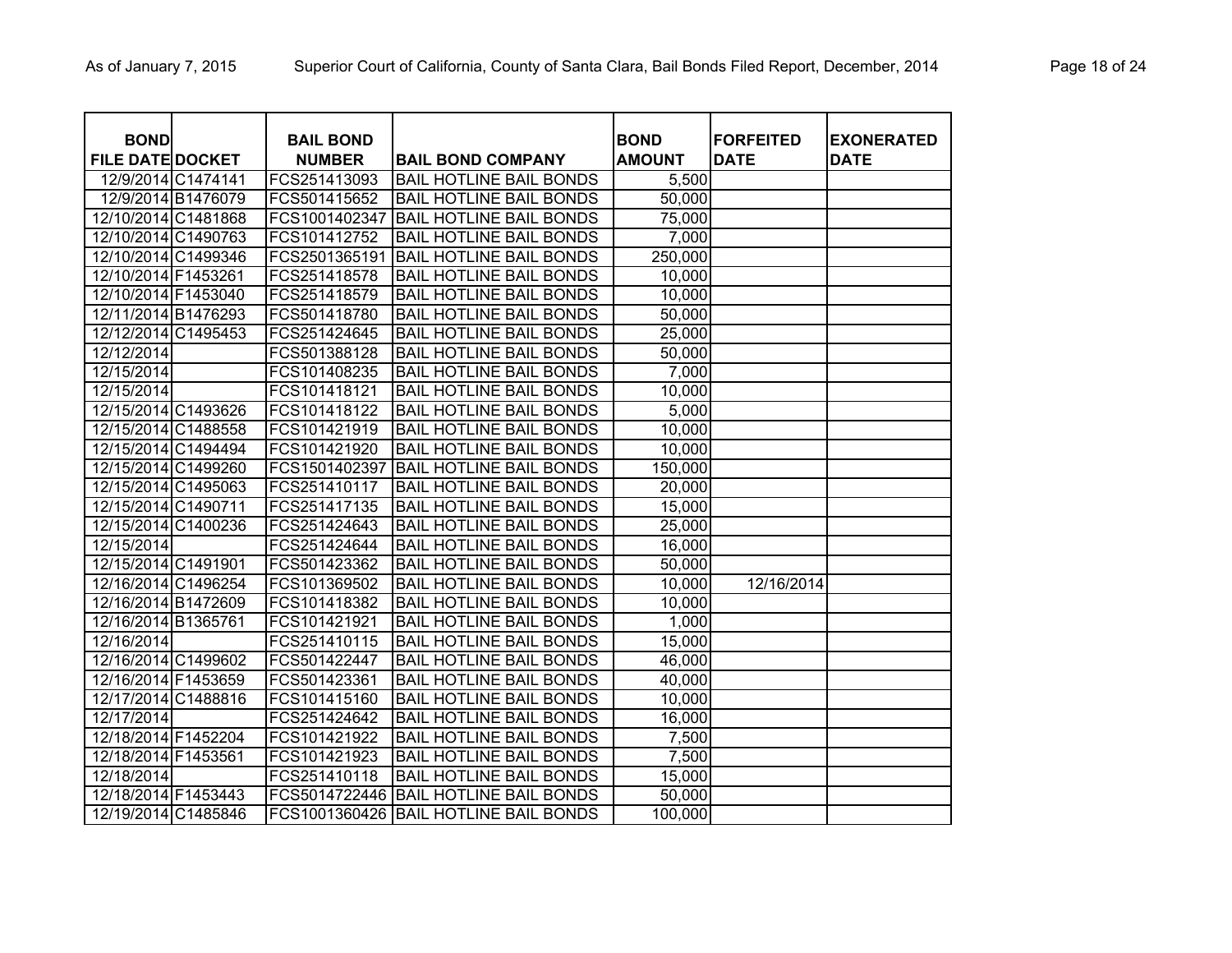| BOND FILE DATE | DOCKET | BAIL BOND NUMBER | BAIL BOND COMPANY | BOND AMOUNT | FORFEITED DATE | EXONERATED DATE |
|---|---|---|---|---|---|---|
| 12/9/2014 | C1474141 | FCS251413093 | BAIL HOTLINE BAIL BONDS | 5,500 | | |
| 12/9/2014 | B1476079 | FCS501415652 | BAIL HOTLINE BAIL BONDS | 50,000 | | |
| 12/10/2014 | C1481868 | FCS1001402347 | BAIL HOTLINE BAIL BONDS | 75,000 | | |
| 12/10/2014 | C1490763 | FCS101412752 | BAIL HOTLINE BAIL BONDS | 7,000 | | |
| 12/10/2014 | C1499346 | FCS2501365191 | BAIL HOTLINE BAIL BONDS | 250,000 | | |
| 12/10/2014 | F1453261 | FCS251418578 | BAIL HOTLINE BAIL BONDS | 10,000 | | |
| 12/10/2014 | F1453040 | FCS251418579 | BAIL HOTLINE BAIL BONDS | 10,000 | | |
| 12/11/2014 | B1476293 | FCS501418780 | BAIL HOTLINE BAIL BONDS | 50,000 | | |
| 12/12/2014 | C1495453 | FCS251424645 | BAIL HOTLINE BAIL BONDS | 25,000 | | |
| 12/12/2014 | | FCS501388128 | BAIL HOTLINE BAIL BONDS | 50,000 | | |
| 12/15/2014 | | FCS101408235 | BAIL HOTLINE BAIL BONDS | 7,000 | | |
| 12/15/2014 | | FCS101418121 | BAIL HOTLINE BAIL BONDS | 10,000 | | |
| 12/15/2014 | C1493626 | FCS101418122 | BAIL HOTLINE BAIL BONDS | 5,000 | | |
| 12/15/2014 | C1488558 | FCS101421919 | BAIL HOTLINE BAIL BONDS | 10,000 | | |
| 12/15/2014 | C1494494 | FCS101421920 | BAIL HOTLINE BAIL BONDS | 10,000 | | |
| 12/15/2014 | C1499260 | FCS1501402397 | BAIL HOTLINE BAIL BONDS | 150,000 | | |
| 12/15/2014 | C1495063 | FCS251410117 | BAIL HOTLINE BAIL BONDS | 20,000 | | |
| 12/15/2014 | C1490711 | FCS251417135 | BAIL HOTLINE BAIL BONDS | 15,000 | | |
| 12/15/2014 | C1400236 | FCS251424643 | BAIL HOTLINE BAIL BONDS | 25,000 | | |
| 12/15/2014 | | FCS251424644 | BAIL HOTLINE BAIL BONDS | 16,000 | | |
| 12/15/2014 | C1491901 | FCS501423362 | BAIL HOTLINE BAIL BONDS | 50,000 | | |
| 12/16/2014 | C1496254 | FCS101369502 | BAIL HOTLINE BAIL BONDS | 10,000 | 12/16/2014 | |
| 12/16/2014 | B1472609 | FCS101418382 | BAIL HOTLINE BAIL BONDS | 10,000 | | |
| 12/16/2014 | B1365761 | FCS101421921 | BAIL HOTLINE BAIL BONDS | 1,000 | | |
| 12/16/2014 | | FCS251410115 | BAIL HOTLINE BAIL BONDS | 15,000 | | |
| 12/16/2014 | C1499602 | FCS501422447 | BAIL HOTLINE BAIL BONDS | 46,000 | | |
| 12/16/2014 | F1453659 | FCS501423361 | BAIL HOTLINE BAIL BONDS | 40,000 | | |
| 12/17/2014 | C1488816 | FCS101415160 | BAIL HOTLINE BAIL BONDS | 10,000 | | |
| 12/17/2014 | | FCS251424642 | BAIL HOTLINE BAIL BONDS | 16,000 | | |
| 12/18/2014 | F1452204 | FCS101421922 | BAIL HOTLINE BAIL BONDS | 7,500 | | |
| 12/18/2014 | F1453561 | FCS101421923 | BAIL HOTLINE BAIL BONDS | 7,500 | | |
| 12/18/2014 | | FCS251410118 | BAIL HOTLINE BAIL BONDS | 15,000 | | |
| 12/18/2014 | F1453443 | FCS5014722446 | BAIL HOTLINE BAIL BONDS | 50,000 | | |
| 12/19/2014 | C1485846 | FCS1001360426 | BAIL HOTLINE BAIL BONDS | 100,000 | | |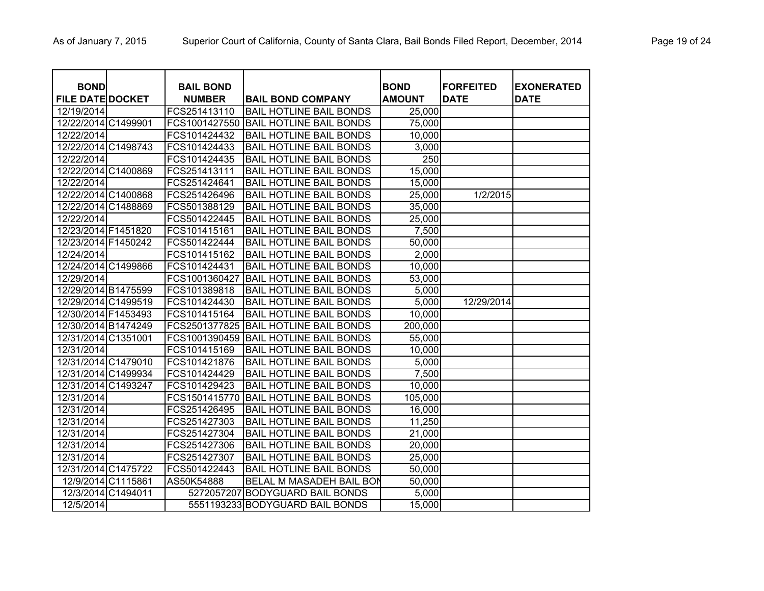| BOND FILE DATE | DOCKET | BAIL BOND NUMBER | BAIL BOND COMPANY | BOND AMOUNT | FORFEITED DATE | EXONERATED DATE |
|---|---|---|---|---|---|---|
| 12/19/2014 | | FCS251413110 | BAIL HOTLINE BAIL BONDS | 25,000 | | |
| 12/22/2014 | C1499901 | FCS1001427550 | BAIL HOTLINE BAIL BONDS | 75,000 | | |
| 12/22/2014 | | FCS101424432 | BAIL HOTLINE BAIL BONDS | 10,000 | | |
| 12/22/2014 | C1498743 | FCS101424433 | BAIL HOTLINE BAIL BONDS | 3,000 | | |
| 12/22/2014 | | FCS101424435 | BAIL HOTLINE BAIL BONDS | 250 | | |
| 12/22/2014 | C1400869 | FCS251413111 | BAIL HOTLINE BAIL BONDS | 15,000 | | |
| 12/22/2014 | | FCS251424641 | BAIL HOTLINE BAIL BONDS | 15,000 | | |
| 12/22/2014 | C1400868 | FCS251426496 | BAIL HOTLINE BAIL BONDS | 25,000 | 1/2/2015 | |
| 12/22/2014 | C1488869 | FCS501388129 | BAIL HOTLINE BAIL BONDS | 35,000 | | |
| 12/22/2014 | | FCS501422445 | BAIL HOTLINE BAIL BONDS | 25,000 | | |
| 12/23/2014 | F1451820 | FCS101415161 | BAIL HOTLINE BAIL BONDS | 7,500 | | |
| 12/23/2014 | F1450242 | FCS501422444 | BAIL HOTLINE BAIL BONDS | 50,000 | | |
| 12/24/2014 | | FCS101415162 | BAIL HOTLINE BAIL BONDS | 2,000 | | |
| 12/24/2014 | C1499866 | FCS101424431 | BAIL HOTLINE BAIL BONDS | 10,000 | | |
| 12/29/2014 | | FCS1001360427 | BAIL HOTLINE BAIL BONDS | 53,000 | | |
| 12/29/2014 | B1475599 | FCS101389818 | BAIL HOTLINE BAIL BONDS | 5,000 | | |
| 12/29/2014 | C1499519 | FCS101424430 | BAIL HOTLINE BAIL BONDS | 5,000 | 12/29/2014 | |
| 12/30/2014 | F1453493 | FCS101415164 | BAIL HOTLINE BAIL BONDS | 10,000 | | |
| 12/30/2014 | B1474249 | FCS2501377825 | BAIL HOTLINE BAIL BONDS | 200,000 | | |
| 12/31/2014 | C1351001 | FCS1001390459 | BAIL HOTLINE BAIL BONDS | 55,000 | | |
| 12/31/2014 | | FCS101415169 | BAIL HOTLINE BAIL BONDS | 10,000 | | |
| 12/31/2014 | C1479010 | FCS101421876 | BAIL HOTLINE BAIL BONDS | 5,000 | | |
| 12/31/2014 | C1499934 | FCS101424429 | BAIL HOTLINE BAIL BONDS | 7,500 | | |
| 12/31/2014 | C1493247 | FCS101429423 | BAIL HOTLINE BAIL BONDS | 10,000 | | |
| 12/31/2014 | | FCS1501415770 | BAIL HOTLINE BAIL BONDS | 105,000 | | |
| 12/31/2014 | | FCS251426495 | BAIL HOTLINE BAIL BONDS | 16,000 | | |
| 12/31/2014 | | FCS251427303 | BAIL HOTLINE BAIL BONDS | 11,250 | | |
| 12/31/2014 | | FCS251427304 | BAIL HOTLINE BAIL BONDS | 21,000 | | |
| 12/31/2014 | | FCS251427306 | BAIL HOTLINE BAIL BONDS | 20,000 | | |
| 12/31/2014 | | FCS251427307 | BAIL HOTLINE BAIL BONDS | 25,000 | | |
| 12/31/2014 | C1475722 | FCS501422443 | BAIL HOTLINE BAIL BONDS | 50,000 | | |
| 12/9/2014 | C1115861 | AS50K54888 | BELAL M MASADEH BAIL BON | 50,000 | | |
| 12/3/2014 | C1494011 | 5272057207 | BODYGUARD BAIL BONDS | 5,000 | | |
| 12/5/2014 | | 5551193233 | BODYGUARD BAIL BONDS | 15,000 | | |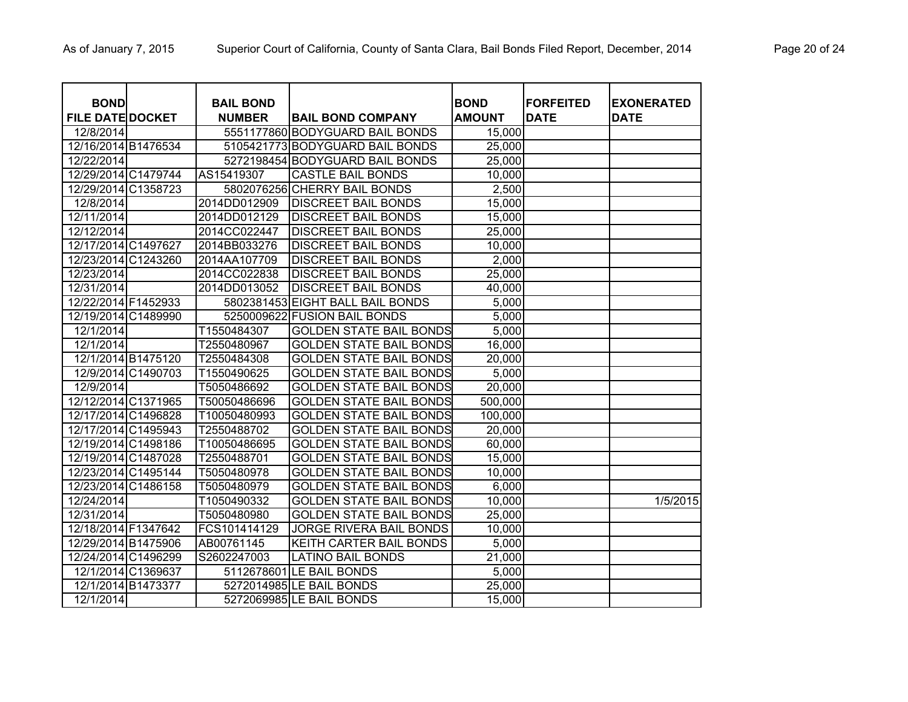| BOND FILE DATE | DOCKET | BAIL BOND NUMBER | BAIL BOND COMPANY | BOND AMOUNT | FORFEITED DATE | EXONERATED DATE |
|---|---|---|---|---|---|---|
| 12/8/2014 | | 5551177860 | BODYGUARD BAIL BONDS | 15,000 | | |
| 12/16/2014 | B1476534 | 5105421773 | BODYGUARD BAIL BONDS | 25,000 | | |
| 12/22/2014 | | 5272198454 | BODYGUARD BAIL BONDS | 25,000 | | |
| 12/29/2014 | C1479744 | AS15419307 | CASTLE BAIL BONDS | 10,000 | | |
| 12/29/2014 | C1358723 | 5802076256 | CHERRY BAIL BONDS | 2,500 | | |
| 12/8/2014 | | 2014DD012909 | DISCREET BAIL BONDS | 15,000 | | |
| 12/11/2014 | | 2014DD012129 | DISCREET BAIL BONDS | 15,000 | | |
| 12/12/2014 | | 2014CC022447 | DISCREET BAIL BONDS | 25,000 | | |
| 12/17/2014 | C1497627 | 2014BB033276 | DISCREET BAIL BONDS | 10,000 | | |
| 12/23/2014 | C1243260 | 2014AA107709 | DISCREET BAIL BONDS | 2,000 | | |
| 12/23/2014 | | 2014CC022838 | DISCREET BAIL BONDS | 25,000 | | |
| 12/31/2014 | | 2014DD013052 | DISCREET BAIL BONDS | 40,000 | | |
| 12/22/2014 | F1452933 | 5802381453 | EIGHT BALL BAIL BONDS | 5,000 | | |
| 12/19/2014 | C1489990 | 5250009622 | FUSION BAIL BONDS | 5,000 | | |
| 12/1/2014 | | T1550484307 | GOLDEN STATE BAIL BONDS | 5,000 | | |
| 12/1/2014 | | T2550480967 | GOLDEN STATE BAIL BONDS | 16,000 | | |
| 12/1/2014 | B1475120 | T2550484308 | GOLDEN STATE BAIL BONDS | 20,000 | | |
| 12/9/2014 | C1490703 | T1550490625 | GOLDEN STATE BAIL BONDS | 5,000 | | |
| 12/9/2014 | | T5050486692 | GOLDEN STATE BAIL BONDS | 20,000 | | |
| 12/12/2014 | C1371965 | T50050486696 | GOLDEN STATE BAIL BONDS | 500,000 | | |
| 12/17/2014 | C1496828 | T10050480993 | GOLDEN STATE BAIL BONDS | 100,000 | | |
| 12/17/2014 | C1495943 | T2550488702 | GOLDEN STATE BAIL BONDS | 20,000 | | |
| 12/19/2014 | C1498186 | T10050486695 | GOLDEN STATE BAIL BONDS | 60,000 | | |
| 12/19/2014 | C1487028 | T2550488701 | GOLDEN STATE BAIL BONDS | 15,000 | | |
| 12/23/2014 | C1495144 | T5050480978 | GOLDEN STATE BAIL BONDS | 10,000 | | |
| 12/23/2014 | C1486158 | T5050480979 | GOLDEN STATE BAIL BONDS | 6,000 | | |
| 12/24/2014 | | T1050490332 | GOLDEN STATE BAIL BONDS | 10,000 | | 1/5/2015 |
| 12/31/2014 | | T5050480980 | GOLDEN STATE BAIL BONDS | 25,000 | | |
| 12/18/2014 | F1347642 | FCS101414129 | JORGE RIVERA BAIL BONDS | 10,000 | | |
| 12/29/2014 | B1475906 | AB00761145 | KEITH CARTER BAIL BONDS | 5,000 | | |
| 12/24/2014 | C1496299 | S2602247003 | LATINO BAIL BONDS | 21,000 | | |
| 12/1/2014 | C1369637 | 5112678601 | LE BAIL BONDS | 5,000 | | |
| 12/1/2014 | B1473377 | 5272014985 | LE BAIL BONDS | 25,000 | | |
| 12/1/2014 | | 5272069985 | LE BAIL BONDS | 15,000 | | |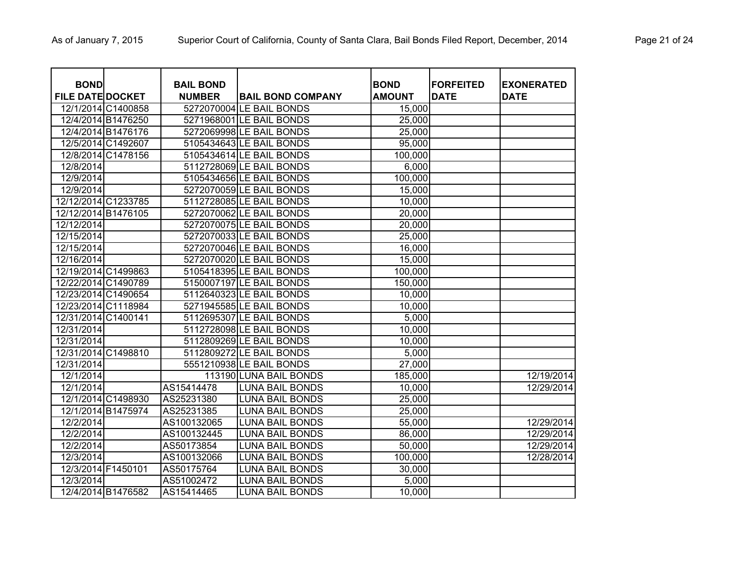| BOND FILE DATE | DOCKET | BAIL BOND NUMBER | BAIL BOND COMPANY | BOND AMOUNT | FORFEITED DATE | EXONERATED DATE |
|---|---|---|---|---|---|---|
| 12/1/2014 | C1400858 | 5272070004 | LE BAIL BONDS | 15,000 | | |
| 12/4/2014 | B1476250 | 5271968001 | LE BAIL BONDS | 25,000 | | |
| 12/4/2014 | B1476176 | 5272069998 | LE BAIL BONDS | 25,000 | | |
| 12/5/2014 | C1492607 | 5105434643 | LE BAIL BONDS | 95,000 | | |
| 12/8/2014 | C1478156 | 5105434614 | LE BAIL BONDS | 100,000 | | |
| 12/8/2014 | | 5112728069 | LE BAIL BONDS | 6,000 | | |
| 12/9/2014 | | 5105434656 | LE BAIL BONDS | 100,000 | | |
| 12/9/2014 | | 5272070059 | LE BAIL BONDS | 15,000 | | |
| 12/12/2014 | C1233785 | 5112728085 | LE BAIL BONDS | 10,000 | | |
| 12/12/2014 | B1476105 | 5272070062 | LE BAIL BONDS | 20,000 | | |
| 12/12/2014 | | 5272070075 | LE BAIL BONDS | 20,000 | | |
| 12/15/2014 | | 5272070033 | LE BAIL BONDS | 25,000 | | |
| 12/15/2014 | | 5272070046 | LE BAIL BONDS | 16,000 | | |
| 12/16/2014 | | 5272070020 | LE BAIL BONDS | 15,000 | | |
| 12/19/2014 | C1499863 | 5105418395 | LE BAIL BONDS | 100,000 | | |
| 12/22/2014 | C1490789 | 5150007197 | LE BAIL BONDS | 150,000 | | |
| 12/23/2014 | C1490654 | 5112640323 | LE BAIL BONDS | 10,000 | | |
| 12/23/2014 | C1118984 | 5271945585 | LE BAIL BONDS | 10,000 | | |
| 12/31/2014 | C1400141 | 5112695307 | LE BAIL BONDS | 5,000 | | |
| 12/31/2014 | | 5112728098 | LE BAIL BONDS | 10,000 | | |
| 12/31/2014 | | 5112809269 | LE BAIL BONDS | 10,000 | | |
| 12/31/2014 | C1498810 | 5112809272 | LE BAIL BONDS | 5,000 | | |
| 12/31/2014 | | 5551210938 | LE BAIL BONDS | 27,000 | | |
| 12/1/2014 | | 113190 | LUNA BAIL BONDS | 185,000 | | 12/19/2014 |
| 12/1/2014 | | AS15414478 | LUNA BAIL BONDS | 10,000 | | 12/29/2014 |
| 12/1/2014 | C1498930 | AS25231380 | LUNA BAIL BONDS | 25,000 | | |
| 12/1/2014 | B1475974 | AS25231385 | LUNA BAIL BONDS | 25,000 | | |
| 12/2/2014 | | AS100132065 | LUNA BAIL BONDS | 55,000 | | 12/29/2014 |
| 12/2/2014 | | AS100132445 | LUNA BAIL BONDS | 86,000 | | 12/29/2014 |
| 12/2/2014 | | AS50173854 | LUNA BAIL BONDS | 50,000 | | 12/29/2014 |
| 12/3/2014 | | AS100132066 | LUNA BAIL BONDS | 100,000 | | 12/28/2014 |
| 12/3/2014 | F1450101 | AS50175764 | LUNA BAIL BONDS | 30,000 | | |
| 12/3/2014 | | AS51002472 | LUNA BAIL BONDS | 5,000 | | |
| 12/4/2014 | B1476582 | AS15414465 | LUNA BAIL BONDS | 10,000 | | |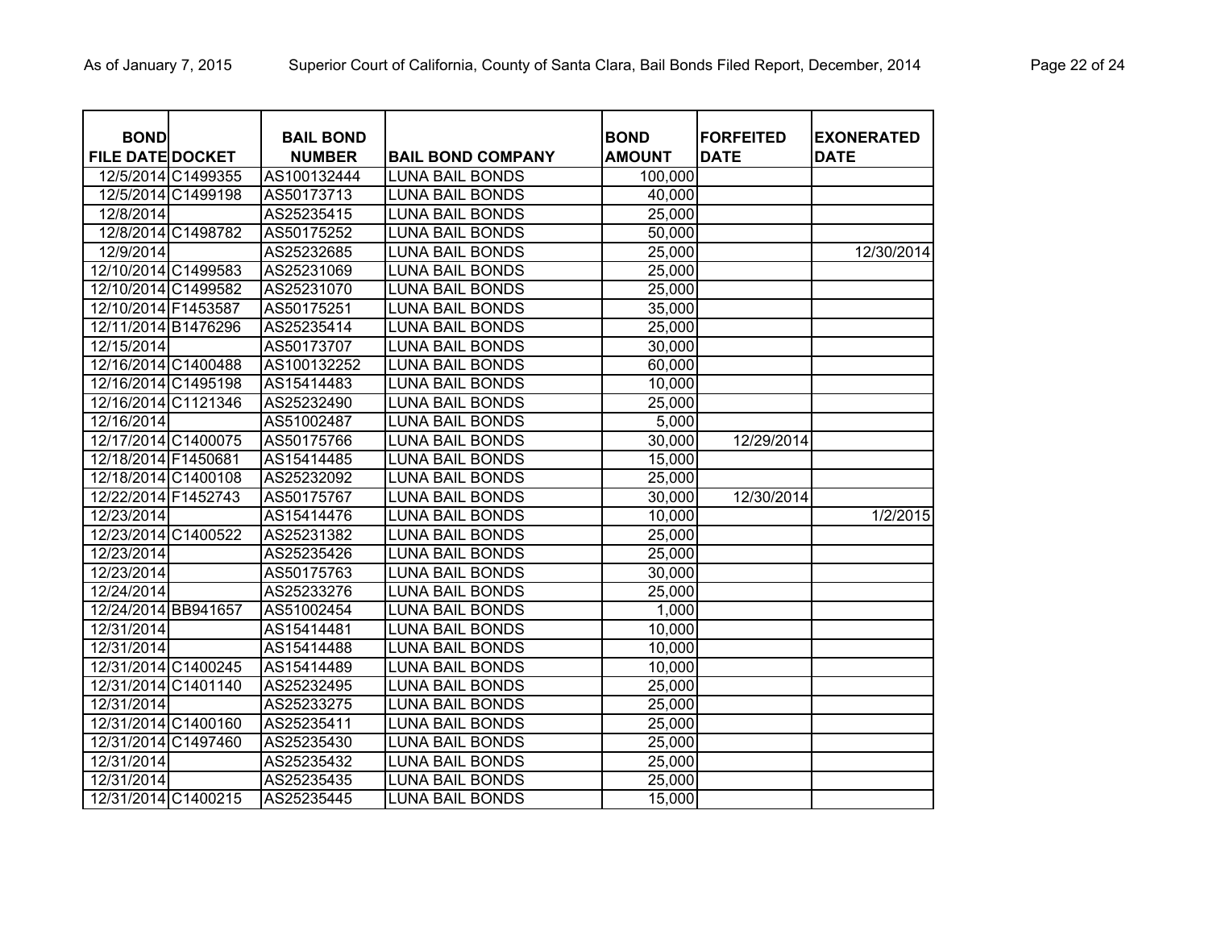| BOND FILE DATE | DOCKET | BAIL BOND NUMBER | BAIL BOND COMPANY | BOND AMOUNT | FORFEITED DATE | EXONERATED DATE |
|---|---|---|---|---|---|---|
| 12/5/2014 | C1499355 | AS100132444 | LUNA BAIL BONDS | 100,000 | | |
| 12/5/2014 | C1499198 | AS50173713 | LUNA BAIL BONDS | 40,000 | | |
| 12/8/2014 | | AS25235415 | LUNA BAIL BONDS | 25,000 | | |
| 12/8/2014 | C1498782 | AS50175252 | LUNA BAIL BONDS | 50,000 | | |
| 12/9/2014 | | AS25232685 | LUNA BAIL BONDS | 25,000 | | 12/30/2014 |
| 12/10/2014 | C1499583 | AS25231069 | LUNA BAIL BONDS | 25,000 | | |
| 12/10/2014 | C1499582 | AS25231070 | LUNA BAIL BONDS | 25,000 | | |
| 12/10/2014 | F1453587 | AS50175251 | LUNA BAIL BONDS | 35,000 | | |
| 12/11/2014 | B1476296 | AS25235414 | LUNA BAIL BONDS | 25,000 | | |
| 12/15/2014 | | AS50173707 | LUNA BAIL BONDS | 30,000 | | |
| 12/16/2014 | C1400488 | AS100132252 | LUNA BAIL BONDS | 60,000 | | |
| 12/16/2014 | C1495198 | AS15414483 | LUNA BAIL BONDS | 10,000 | | |
| 12/16/2014 | C1121346 | AS25232490 | LUNA BAIL BONDS | 25,000 | | |
| 12/16/2014 | | AS51002487 | LUNA BAIL BONDS | 5,000 | | |
| 12/17/2014 | C1400075 | AS50175766 | LUNA BAIL BONDS | 30,000 | 12/29/2014 | |
| 12/18/2014 | F1450681 | AS15414485 | LUNA BAIL BONDS | 15,000 | | |
| 12/18/2014 | C1400108 | AS25232092 | LUNA BAIL BONDS | 25,000 | | |
| 12/22/2014 | F1452743 | AS50175767 | LUNA BAIL BONDS | 30,000 | 12/30/2014 | |
| 12/23/2014 | | AS15414476 | LUNA BAIL BONDS | 10,000 | | 1/2/2015 |
| 12/23/2014 | C1400522 | AS25231382 | LUNA BAIL BONDS | 25,000 | | |
| 12/23/2014 | | AS25235426 | LUNA BAIL BONDS | 25,000 | | |
| 12/23/2014 | | AS50175763 | LUNA BAIL BONDS | 30,000 | | |
| 12/24/2014 | | AS25233276 | LUNA BAIL BONDS | 25,000 | | |
| 12/24/2014 | BB941657 | AS51002454 | LUNA BAIL BONDS | 1,000 | | |
| 12/31/2014 | | AS15414481 | LUNA BAIL BONDS | 10,000 | | |
| 12/31/2014 | | AS15414488 | LUNA BAIL BONDS | 10,000 | | |
| 12/31/2014 | C1400245 | AS15414489 | LUNA BAIL BONDS | 10,000 | | |
| 12/31/2014 | C1401140 | AS25232495 | LUNA BAIL BONDS | 25,000 | | |
| 12/31/2014 | | AS25233275 | LUNA BAIL BONDS | 25,000 | | |
| 12/31/2014 | C1400160 | AS25235411 | LUNA BAIL BONDS | 25,000 | | |
| 12/31/2014 | C1497460 | AS25235430 | LUNA BAIL BONDS | 25,000 | | |
| 12/31/2014 | | AS25235432 | LUNA BAIL BONDS | 25,000 | | |
| 12/31/2014 | | AS25235435 | LUNA BAIL BONDS | 25,000 | | |
| 12/31/2014 | C1400215 | AS25235445 | LUNA BAIL BONDS | 15,000 | | |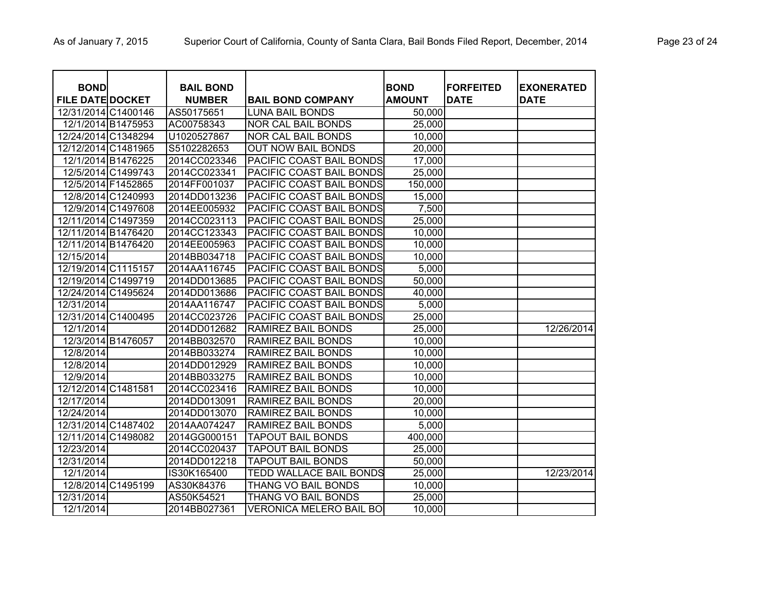| BOND FILE DATE | DOCKET | BAIL BOND NUMBER | BAIL BOND COMPANY | BOND AMOUNT | FORFEITED DATE | EXONERATED DATE |
|---|---|---|---|---|---|---|
| 12/31/2014 | C1400146 | AS50175651 | LUNA BAIL BONDS | 50,000 | | |
| 12/1/2014 | B1475953 | AC00758343 | NOR CAL BAIL BONDS | 25,000 | | |
| 12/24/2014 | C1348294 | U1020527867 | NOR CAL BAIL BONDS | 10,000 | | |
| 12/12/2014 | C1481965 | S5102282653 | OUT NOW BAIL BONDS | 20,000 | | |
| 12/1/2014 | B1476225 | 2014CC023346 | PACIFIC COAST BAIL BONDS | 17,000 | | |
| 12/5/2014 | C1499743 | 2014CC023341 | PACIFIC COAST BAIL BONDS | 25,000 | | |
| 12/5/2014 | F1452865 | 2014FF001037 | PACIFIC COAST BAIL BONDS | 150,000 | | |
| 12/8/2014 | C1240993 | 2014DD013236 | PACIFIC COAST BAIL BONDS | 15,000 | | |
| 12/9/2014 | C1497608 | 2014EE005932 | PACIFIC COAST BAIL BONDS | 7,500 | | |
| 12/11/2014 | C1497359 | 2014CC023113 | PACIFIC COAST BAIL BONDS | 25,000 | | |
| 12/11/2014 | B1476420 | 2014CC123343 | PACIFIC COAST BAIL BONDS | 10,000 | | |
| 12/11/2014 | B1476420 | 2014EE005963 | PACIFIC COAST BAIL BONDS | 10,000 | | |
| 12/15/2014 | | 2014BB034718 | PACIFIC COAST BAIL BONDS | 10,000 | | |
| 12/19/2014 | C1115157 | 2014AA116745 | PACIFIC COAST BAIL BONDS | 5,000 | | |
| 12/19/2014 | C1499719 | 2014DD013685 | PACIFIC COAST BAIL BONDS | 50,000 | | |
| 12/24/2014 | C1495624 | 2014DD013686 | PACIFIC COAST BAIL BONDS | 40,000 | | |
| 12/31/2014 | | 2014AA116747 | PACIFIC COAST BAIL BONDS | 5,000 | | |
| 12/31/2014 | C1400495 | 2014CC023726 | PACIFIC COAST BAIL BONDS | 25,000 | | |
| 12/1/2014 | | 2014DD012682 | RAMIREZ BAIL BONDS | 25,000 | | 12/26/2014 |
| 12/3/2014 | B1476057 | 2014BB032570 | RAMIREZ BAIL BONDS | 10,000 | | |
| 12/8/2014 | | 2014BB033274 | RAMIREZ BAIL BONDS | 10,000 | | |
| 12/8/2014 | | 2014DD012929 | RAMIREZ BAIL BONDS | 10,000 | | |
| 12/9/2014 | | 2014BB033275 | RAMIREZ BAIL BONDS | 10,000 | | |
| 12/12/2014 | C1481581 | 2014CC023416 | RAMIREZ BAIL BONDS | 10,000 | | |
| 12/17/2014 | | 2014DD013091 | RAMIREZ BAIL BONDS | 20,000 | | |
| 12/24/2014 | | 2014DD013070 | RAMIREZ BAIL BONDS | 10,000 | | |
| 12/31/2014 | C1487402 | 2014AA074247 | RAMIREZ BAIL BONDS | 5,000 | | |
| 12/11/2014 | C1498082 | 2014GG000151 | TAPOUT BAIL BONDS | 400,000 | | |
| 12/23/2014 | | 2014CC020437 | TAPOUT BAIL BONDS | 25,000 | | |
| 12/31/2014 | | 2014DD012218 | TAPOUT BAIL BONDS | 50,000 | | |
| 12/1/2014 | | IS30K165400 | TEDD WALLACE BAIL BONDS | 25,000 | | 12/23/2014 |
| 12/8/2014 | C1495199 | AS30K84376 | THANG VO BAIL BONDS | 10,000 | | |
| 12/31/2014 | | AS50K54521 | THANG VO BAIL BONDS | 25,000 | | |
| 12/1/2014 | | 2014BB027361 | VERONICA MELERO BAIL BO | 10,000 | | |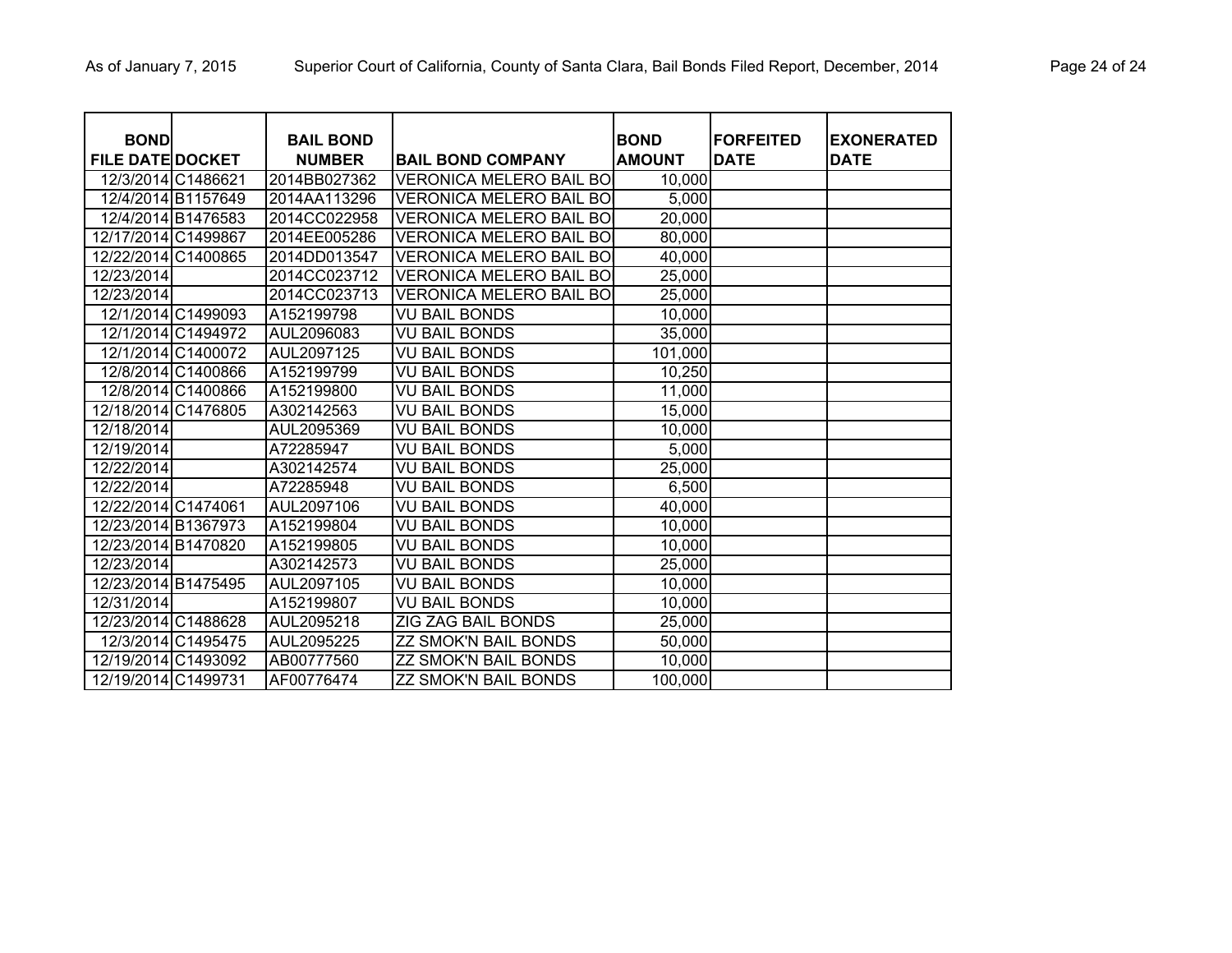| BOND FILE DATE | DOCKET | BAIL BOND NUMBER | BAIL BOND COMPANY | BOND AMOUNT | FORFEITED DATE | EXONERATED DATE |
|---|---|---|---|---|---|---|
| 12/3/2014 | C1486621 | 2014BB027362 | VERONICA MELERO BAIL BO | 10,000 | | |
| 12/4/2014 | B1157649 | 2014AA113296 | VERONICA MELERO BAIL BO | 5,000 | | |
| 12/4/2014 | B1476583 | 2014CC022958 | VERONICA MELERO BAIL BO | 20,000 | | |
| 12/17/2014 | C1499867 | 2014EE005286 | VERONICA MELERO BAIL BO | 80,000 | | |
| 12/22/2014 | C1400865 | 2014DD013547 | VERONICA MELERO BAIL BO | 40,000 | | |
| 12/23/2014 | | 2014CC023712 | VERONICA MELERO BAIL BO | 25,000 | | |
| 12/23/2014 | | 2014CC023713 | VERONICA MELERO BAIL BO | 25,000 | | |
| 12/1/2014 | C1499093 | A152199798 | VU BAIL BONDS | 10,000 | | |
| 12/1/2014 | C1494972 | AUL2096083 | VU BAIL BONDS | 35,000 | | |
| 12/1/2014 | C1400072 | AUL2097125 | VU BAIL BONDS | 101,000 | | |
| 12/8/2014 | C1400866 | A152199799 | VU BAIL BONDS | 10,250 | | |
| 12/8/2014 | C1400866 | A152199800 | VU BAIL BONDS | 11,000 | | |
| 12/18/2014 | C1476805 | A302142563 | VU BAIL BONDS | 15,000 | | |
| 12/18/2014 | | AUL2095369 | VU BAIL BONDS | 10,000 | | |
| 12/19/2014 | | A72285947 | VU BAIL BONDS | 5,000 | | |
| 12/22/2014 | | A302142574 | VU BAIL BONDS | 25,000 | | |
| 12/22/2014 | | A72285948 | VU BAIL BONDS | 6,500 | | |
| 12/22/2014 | C1474061 | AUL2097106 | VU BAIL BONDS | 40,000 | | |
| 12/23/2014 | B1367973 | A152199804 | VU BAIL BONDS | 10,000 | | |
| 12/23/2014 | B1470820 | A152199805 | VU BAIL BONDS | 10,000 | | |
| 12/23/2014 | | A302142573 | VU BAIL BONDS | 25,000 | | |
| 12/23/2014 | B1475495 | AUL2097105 | VU BAIL BONDS | 10,000 | | |
| 12/31/2014 | | A152199807 | VU BAIL BONDS | 10,000 | | |
| 12/23/2014 | C1488628 | AUL2095218 | ZIG ZAG BAIL BONDS | 25,000 | | |
| 12/3/2014 | C1495475 | AUL2095225 | ZZ SMOK'N BAIL BONDS | 50,000 | | |
| 12/19/2014 | C1493092 | AB00777560 | ZZ SMOK'N BAIL BONDS | 10,000 | | |
| 12/19/2014 | C1499731 | AF00776474 | ZZ SMOK'N BAIL BONDS | 100,000 | | |